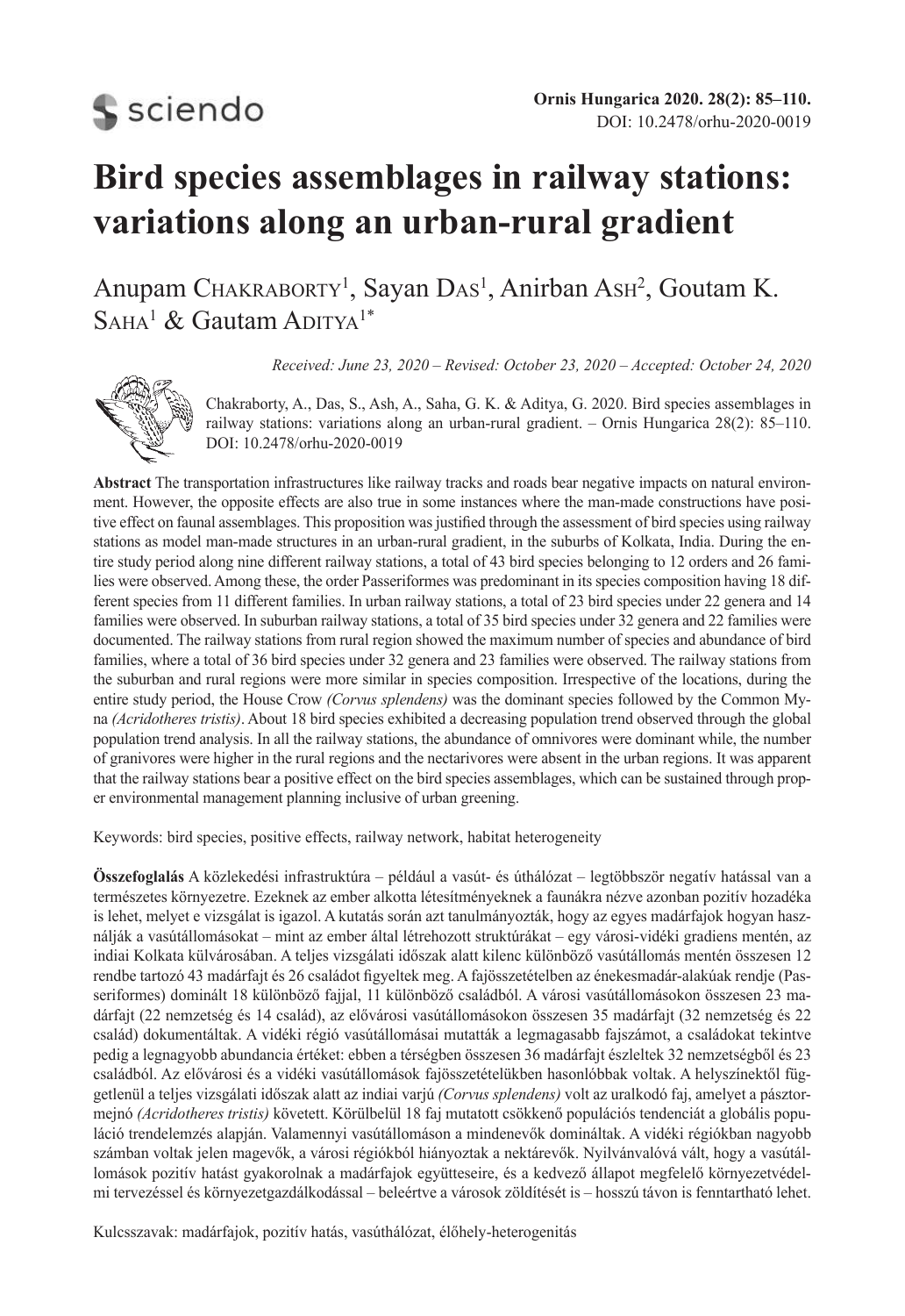DOI: 10.2478/orhu-2020-0019

# Bird species assemblages in railway stations: variations along an urban-rural gradient

Anupam Chakraborty[1], Sayan Das[1], Anirban Ash[2], Goutam K. Saha[1] & Gautam Aditya[1*]

*Received: June 23, 2020 – Revised: October 23, 2020 – Accepted: October 24, 2020*

Chakraborty, A., Das, S., Ash, A., Saha, G. K. & Aditya, G. 2020. Bird species assemblages in railway stations: variations along an urban-rural gradient. – Ornis Hungarica 28(2): 85–110. DOI: 10.2478/orhu-2020-0019

**Abstract** The transportation infrastructures like railway tracks and roads bear negative impacts on natural environment. However, the opposite effects are also true in some instances where the man-made constructions have positive effect on faunal assemblages. This proposition was justified through the assessment of bird species using railway stations as model man-made structures in an urban-rural gradient, in the suburbs of Kolkata, India. During the entire study period along nine different railway stations, a total of 43 bird species belonging to 12 orders and 26 families were observed. Among these, the order Passeriformes was predominant in its species composition having 18 different species from 11 different families. In urban railway stations, a total of 23 bird species under 22 genera and 14 families were observed. In suburban railway stations, a total of 35 bird species under 32 genera and 22 families were documented. The railway stations from rural region showed the maximum number of species and abundance of bird families, where a total of 36 bird species under 32 genera and 23 families were observed. The railway stations from the suburban and rural regions were more similar in species composition. Irrespective of the locations, during the entire study period, the House Crow *(Corvus splendens)* was the dominant species followed by the Common Myna *(Acridotheres tristis)*. About 18 bird species exhibited a decreasing population trend observed through the global population trend analysis. In all the railway stations, the abundance of omnivores were dominant while, the number of granivores were higher in the rural regions and the nectarivores were absent in the urban regions. It was apparent that the railway stations bear a positive effect on the bird species assemblages, which can be sustained through proper environmental management planning inclusive of urban greening.

Keywords: bird species, positive effects, railway network, habitat heterogeneity

**Összefoglalás** A közlekedési infrastruktúra – például a vasút- és úthálózat – legtöbbször negatív hatással van a természetes környezetre. Ezeknek az ember alkotta létesítményeknek a faunákra nézve azonban pozitív hozadéka is lehet, melyet e vizsgálat is igazol. A kutatás során azt tanulmányozták, hogy az egyes madárfajok hogyan használják a vasútállomásokat – mint az ember által létrehozott struktúrákat – egy városi-vidéki gradiens mentén, az indiai Kolkata külvárosában. A teljes vizsgálati időszak alatt kilenc különböző vasútállomás mentén összesen 12 rendbe tartozó 43 madárfajt és 26 családot figyeltek meg. A fajösszetételben az énekesmadár-alakúak rendje (Passeriformes) dominált 18 különböző fajjal, 11 különböző családból. A városi vasútállomásokon összesen 23 madárfajt (22 nemzetség és 14 család), az elővárosi vasútállomásokon összesen 35 madárfajt (32 nemzetség és 22 család) dokumentáltak. A vidéki régió vasútállomásai mutatták a legmagasabb fajszámot, a családokat tekintve pedig a legnagyobb abundancia értéket: ebben a térségben összesen 36 madárfajt észleltek 32 nemzetségből és 23 családból. Az elővárosi és a vidéki vasútállomások fajösszetételükben hasonlóbbak voltak. A helyszínektől függetlenül a teljes vizsgálati időszak alatt az indiai varjú *(Corvus splendens)* volt az uralkodó faj, amelyet a pásztormejnó *(Acridotheres tristis)* követett. Körülbelül 18 faj mutatott csökkenő populációs tendenciát a globális populáció trendelemzés alapján. Valamennyi vasútállomáson a mindenevők domináltak. A vidéki régiókban nagyobb számban voltak jelen magevők, a városi régiókból hiányoztak a nektárevők. Nyilvánvalóvá vált, hogy a vasútállomások pozitív hatást gyakorolnak a madárfajok együtteseire, és a kedvező állapot megfelelő környezetvédelmi tervezéssel és környezetgazdálkodással – beleértve a városok zöldítését is – hosszú távon is fenntartható lehet.

Kulcsszavak: madárfajok, pozitív hatás, vasúthálózat, élőhely-heterogenitás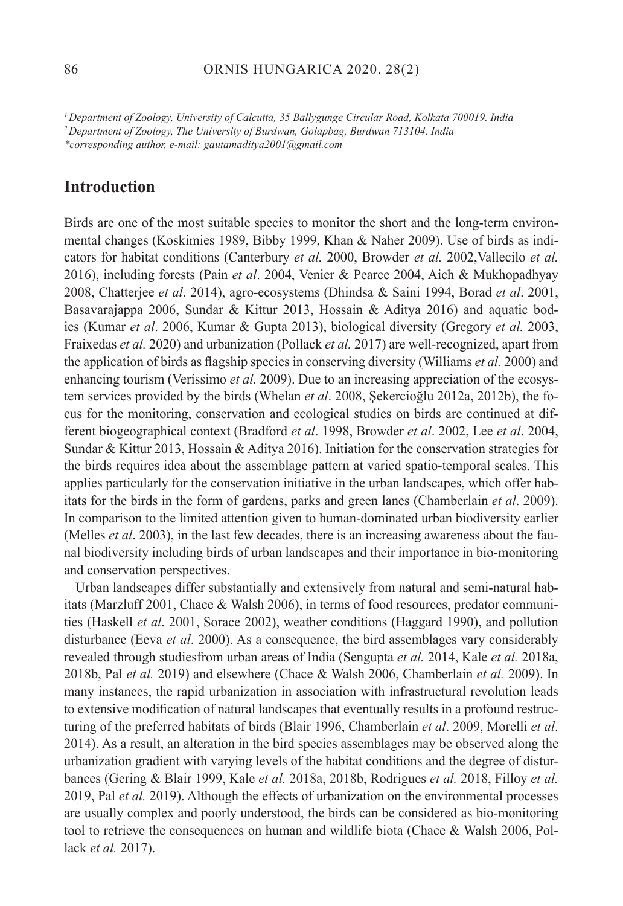[1] Department of Zoology, University of Calcutta, 35 Ballygunge Circular Road, Kolkata 700019. India
[2] Department of Zoology, The University of Burdwan, Golapbag, Burdwan 713104. India
*corresponding author, e-mail: gautamaditya2001@gmail.com

## Introduction

Birds are one of the most suitable species to monitor the short and the long-term environmental changes (Koskimies 1989, Bibby 1999, Khan & Naher 2009). Use of birds as indicators for habitat conditions (Canterbury *et al.* 2000, Browder *et al.* 2002,Vallecilo *et al.* 2016), including forests (Pain *et al*. 2004, Venier & Pearce 2004, Aich & Mukhopadhyay 2008, Chatterjee *et al*. 2014), agro-ecosystems (Dhindsa & Saini 1994, Borad *et al*. 2001, Basavarajappa 2006, Sundar & Kittur 2013, Hossain & Aditya 2016) and aquatic bodies (Kumar *et al*. 2006, Kumar & Gupta 2013), biological diversity (Gregory *et al.* 2003, Fraixedas *et al.* 2020) and urbanization (Pollack *et al.* 2017) are well-recognized, apart from the application of birds as flagship species in conserving diversity (Williams *et al.* 2000) and enhancing tourism (Veríssimo *et al.* 2009). Due to an increasing appreciation of the ecosystem services provided by the birds (Whelan *et al*. 2008, Şekercioğlu 2012a, 2012b), the focus for the monitoring, conservation and ecological studies on birds are continued at different biogeographical context (Bradford *et al*. 1998, Browder *et al*. 2002, Lee *et al*. 2004, Sundar & Kittur 2013, Hossain & Aditya 2016). Initiation for the conservation strategies for the birds requires idea about the assemblage pattern at varied spatio-temporal scales. This applies particularly for the conservation initiative in the urban landscapes, which offer habitats for the birds in the form of gardens, parks and green lanes (Chamberlain *et al*. 2009). In comparison to the limited attention given to human-dominated urban biodiversity earlier (Melles *et al*. 2003), in the last few decades, there is an increasing awareness about the faunal biodiversity including birds of urban landscapes and their importance in bio-monitoring and conservation perspectives.

Urban landscapes differ substantially and extensively from natural and semi-natural habitats (Marzluff 2001, Chace & Walsh 2006), in terms of food resources, predator communities (Haskell *et al*. 2001, Sorace 2002), weather conditions (Haggard 1990), and pollution disturbance (Eeva *et al*. 2000). As a consequence, the bird assemblages vary considerably revealed through studiesfrom urban areas of India (Sengupta *et al.* 2014, Kale *et al.* 2018a, 2018b, Pal *et al.* 2019) and elsewhere (Chace & Walsh 2006, Chamberlain *et al.* 2009). In many instances, the rapid urbanization in association with infrastructural revolution leads to extensive modification of natural landscapes that eventually results in a profound restructuring of the preferred habitats of birds (Blair 1996, Chamberlain *et al*. 2009, Morelli *et al*. 2014). As a result, an alteration in the bird species assemblages may be observed along the urbanization gradient with varying levels of the habitat conditions and the degree of disturbances (Gering & Blair 1999, Kale *et al.* 2018a, 2018b, Rodrigues *et al.* 2018, Filloy *et al.* 2019, Pal *et al.* 2019). Although the effects of urbanization on the environmental processes are usually complex and poorly understood, the birds can be considered as bio-monitoring tool to retrieve the consequences on human and wildlife biota (Chace & Walsh 2006, Pollack *et al.* 2017).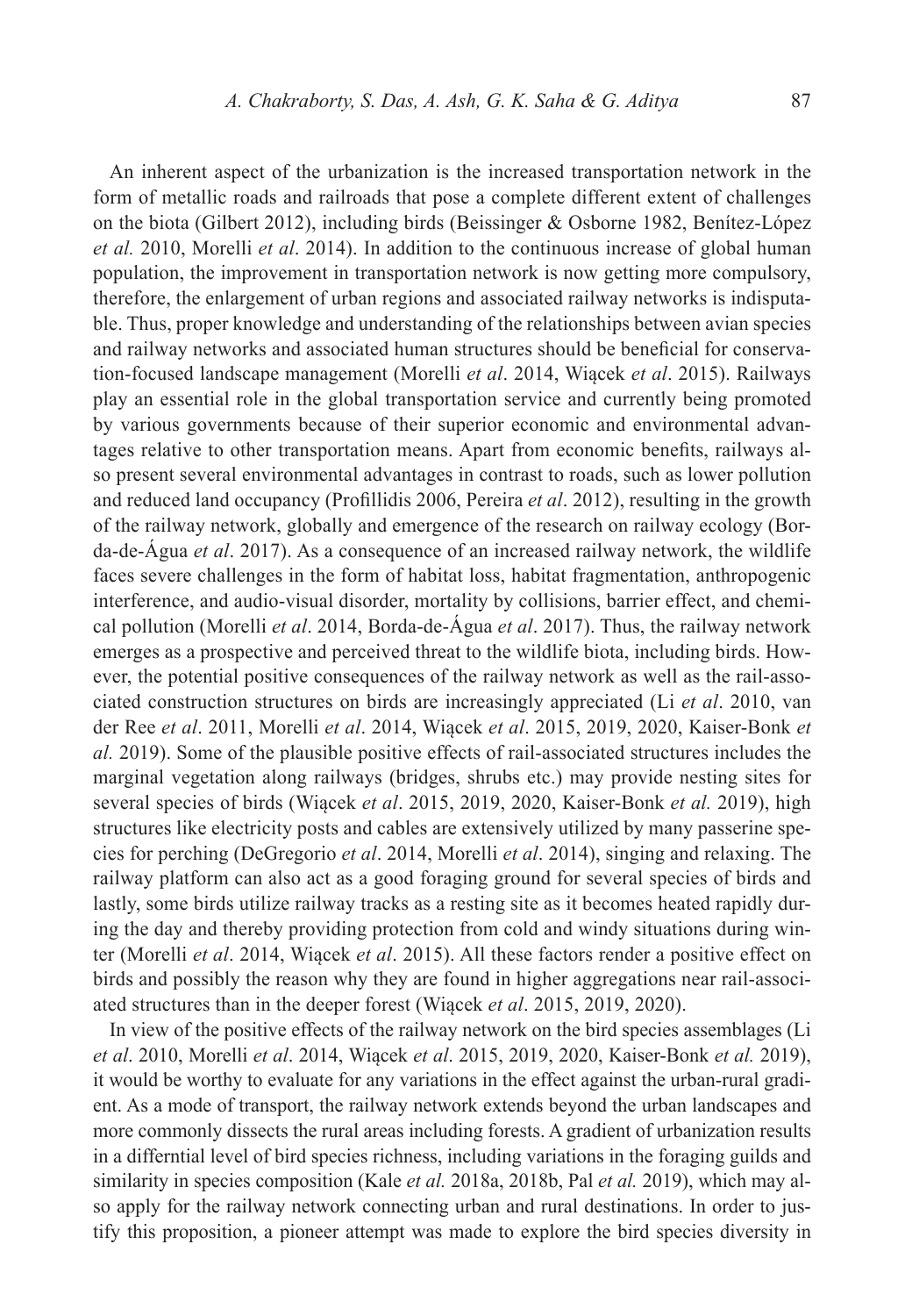An inherent aspect of the urbanization is the increased transportation network in the form of metallic roads and railroads that pose a complete different extent of challenges on the biota (Gilbert 2012), including birds (Beissinger & Osborne 1982, Benítez-López *et al.* 2010, Morelli *et al*. 2014). In addition to the continuous increase of global human population, the improvement in transportation network is now getting more compulsory, therefore, the enlargement of urban regions and associated railway networks is indisputable. Thus, proper knowledge and understanding of the relationships between avian species and railway networks and associated human structures should be beneficial for conservation-focused landscape management (Morelli *et al*. 2014, Wiącek *et al*. 2015). Railways play an essential role in the global transportation service and currently being promoted by various governments because of their superior economic and environmental advantages relative to other transportation means. Apart from economic benefits, railways also present several environmental advantages in contrast to roads, such as lower pollution and reduced land occupancy (Profillidis 2006, Pereira *et al*. 2012), resulting in the growth of the railway network, globally and emergence of the research on railway ecology (Borda-de-Água *et al*. 2017). As a consequence of an increased railway network, the wildlife faces severe challenges in the form of habitat loss, habitat fragmentation, anthropogenic interference, and audio-visual disorder, mortality by collisions, barrier effect, and chemical pollution (Morelli *et al*. 2014, Borda-de-Água *et al*. 2017). Thus, the railway network emerges as a prospective and perceived threat to the wildlife biota, including birds. However, the potential positive consequences of the railway network as well as the rail-associated construction structures on birds are increasingly appreciated (Li *et al*. 2010, van der Ree *et al*. 2011, Morelli *et al*. 2014, Wiącek *et al*. 2015, 2019, 2020, Kaiser-Bonk *et al.* 2019). Some of the plausible positive effects of rail-associated structures includes the marginal vegetation along railways (bridges, shrubs etc.) may provide nesting sites for several species of birds (Wiącek *et al*. 2015, 2019, 2020, Kaiser-Bonk *et al.* 2019), high structures like electricity posts and cables are extensively utilized by many passerine species for perching (DeGregorio *et al*. 2014, Morelli *et al*. 2014), singing and relaxing. The railway platform can also act as a good foraging ground for several species of birds and lastly, some birds utilize railway tracks as a resting site as it becomes heated rapidly during the day and thereby providing protection from cold and windy situations during winter (Morelli *et al*. 2014, Wiącek *et al*. 2015). All these factors render a positive effect on birds and possibly the reason why they are found in higher aggregations near rail-associated structures than in the deeper forest (Wiącek *et al*. 2015, 2019, 2020).

In view of the positive effects of the railway network on the bird species assemblages (Li *et al*. 2010, Morelli *et al*. 2014, Wiącek *et al*. 2015, 2019, 2020, Kaiser-Bonk *et al.* 2019), it would be worthy to evaluate for any variations in the effect against the urban-rural gradient. As a mode of transport, the railway network extends beyond the urban landscapes and more commonly dissects the rural areas including forests. A gradient of urbanization results in a differntial level of bird species richness, including variations in the foraging guilds and similarity in species composition (Kale *et al.* 2018a, 2018b, Pal *et al.* 2019), which may also apply for the railway network connecting urban and rural destinations. In order to justify this proposition, a pioneer attempt was made to explore the bird species diversity in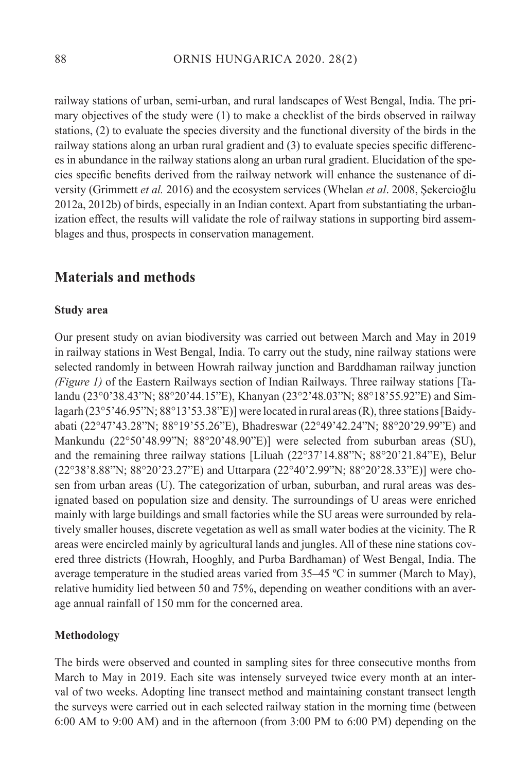railway stations of urban, semi-urban, and rural landscapes of West Bengal, India. The primary objectives of the study were (1) to make a checklist of the birds observed in railway stations, (2) to evaluate the species diversity and the functional diversity of the birds in the railway stations along an urban rural gradient and (3) to evaluate species specific differences in abundance in the railway stations along an urban rural gradient. Elucidation of the species specific benefits derived from the railway network will enhance the sustenance of diversity (Grimmett *et al.* 2016) and the ecosystem services (Whelan *et al*. 2008, Şekercioğlu 2012a, 2012b) of birds, especially in an Indian context. Apart from substantiating the urbanization effect, the results will validate the role of railway stations in supporting bird assemblages and thus, prospects in conservation management.

## Materials and methods

### Study area

Our present study on avian biodiversity was carried out between March and May in 2019 in railway stations in West Bengal, India. To carry out the study, nine railway stations were selected randomly in between Howrah railway junction and Barddhaman railway junction *(Figure 1)* of the Eastern Railways section of Indian Railways. Three railway stations [Talandu (23°0’38.43”N; 88°20’44.15”E), Khanyan (23°2’48.03”N; 88°18’55.92”E) and Simlagarh (23°5’46.95”N; 88°13’53.38”E)] were located in rural areas (R), three stations [Baidyabati (22°47’43.28”N; 88°19’55.26”E), Bhadreswar (22°49’42.24”N; 88°20’29.99”E) and Mankundu (22°50’48.99”N; 88°20’48.90”E)] were selected from suburban areas (SU), and the remaining three railway stations [Liluah (22°37’14.88”N; 88°20’21.84”E), Belur (22°38’8.88”N; 88°20’23.27”E) and Uttarpara (22°40’2.99”N; 88°20’28.33”E)] were chosen from urban areas (U). The categorization of urban, suburban, and rural areas was designated based on population size and density. The surroundings of U areas were enriched mainly with large buildings and small factories while the SU areas were surrounded by relatively smaller houses, discrete vegetation as well as small water bodies at the vicinity. The R areas were encircled mainly by agricultural lands and jungles. All of these nine stations covered three districts (Howrah, Hooghly, and Purba Bardhaman) of West Bengal, India. The average temperature in the studied areas varied from 35–45 ºC in summer (March to May), relative humidity lied between 50 and 75%, depending on weather conditions with an average annual rainfall of 150 mm for the concerned area.

### Methodology

The birds were observed and counted in sampling sites for three consecutive months from March to May in 2019. Each site was intensely surveyed twice every month at an interval of two weeks. Adopting line transect method and maintaining constant transect length the surveys were carried out in each selected railway station in the morning time (between 6:00 AM to 9:00 AM) and in the afternoon (from 3:00 PM to 6:00 PM) depending on the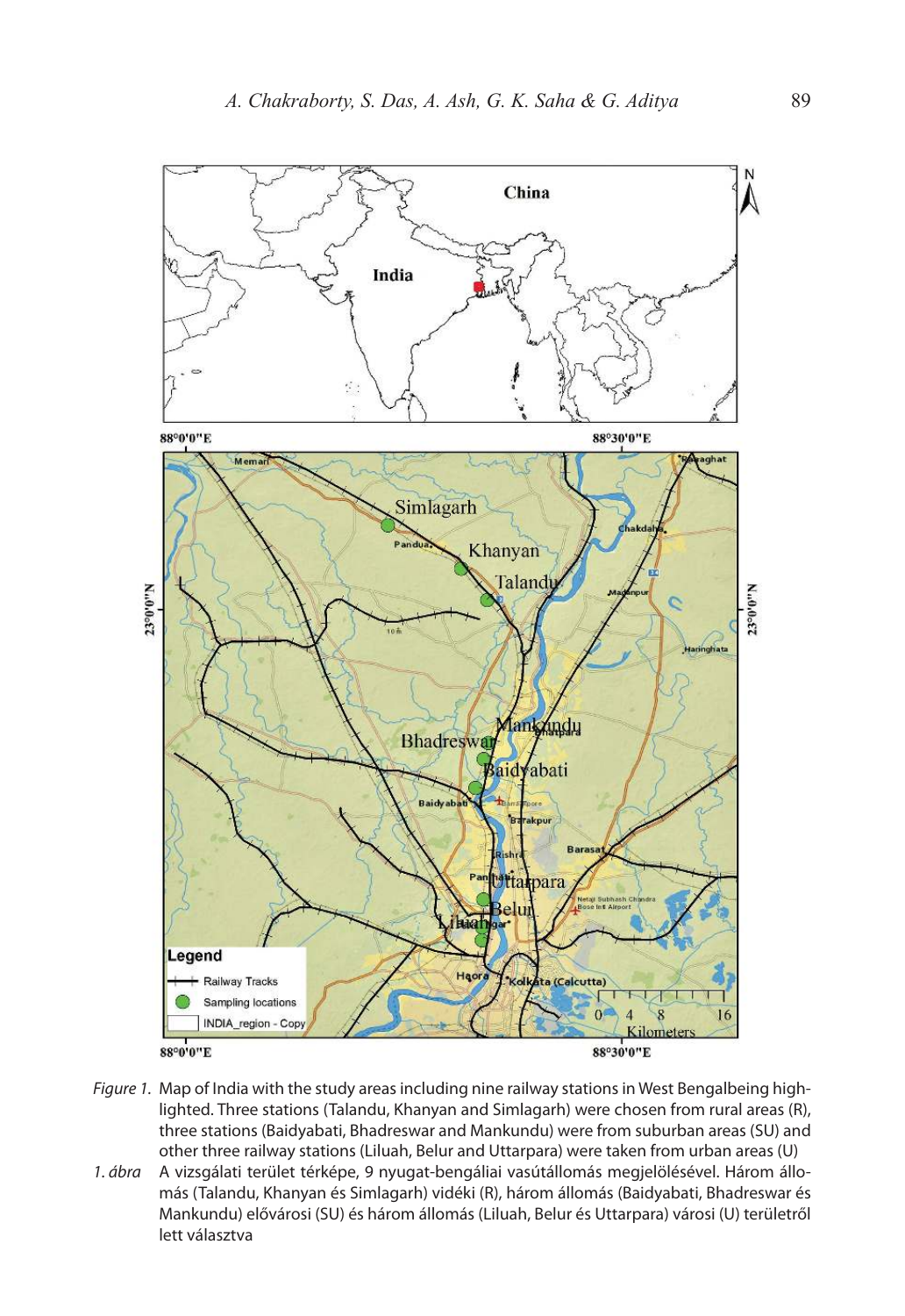*Figure 1.* Map of India with the study areas including nine railway stations in West Bengalbeing highlighted. Three stations (Talandu, Khanyan and Simlagarh) were chosen from rural areas (R), three stations (Baidyabati, Bhadreswar and Mankundu) were from suburban areas (SU) and other three railway stations (Liluah, Belur and Uttarpara) were taken from urban areas (U)

*1. ábra* A vizsgálati terület térképe, 9 nyugat-bengáliai vasútállomás megjelölésével. Három állomás (Talandu, Khanyan és Simlagarh) vidéki (R), három állomás (Baidyabati, Bhadreswar és Mankundu) elővárosi (SU) és három állomás (Liluah, Belur és Uttarpara) városi (U) területről lett választva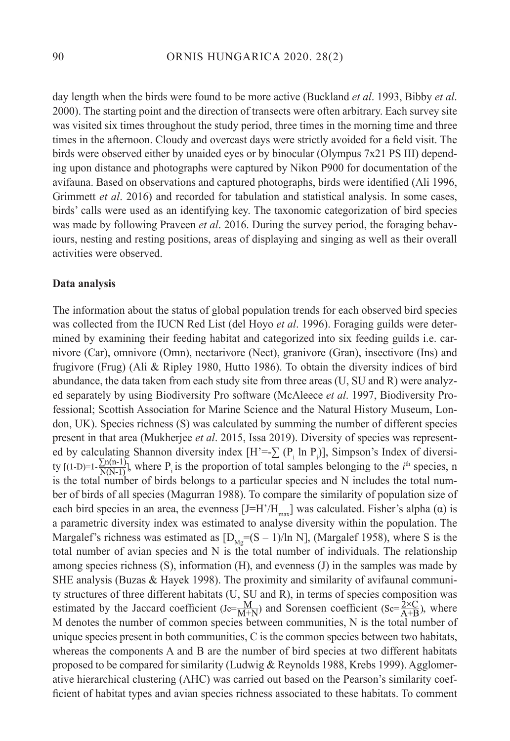day length when the birds were found to be more active (Buckland *et al*. 1993, Bibby *et al*. 2000). The starting point and the direction of transects were often arbitrary. Each survey site was visited six times throughout the study period, three times in the morning time and three times in the afternoon. Cloudy and overcast days were strictly avoided for a field visit. The birds were observed either by unaided eyes or by binocular (Olympus 7x21 PS III) depending upon distance and photographs were captured by Nikon P900 for documentation of the avifauna. Based on observations and captured photographs, birds were identified (Ali 1996, Grimmett *et al*. 2016) and recorded for tabulation and statistical analysis. In some cases, birds' calls were used as an identifying key. The taxonomic categorization of bird species was made by following Praveen *et al*. 2016. During the survey period, the foraging behaviours, nesting and resting positions, areas of displaying and singing as well as their overall activities were observed.

**Data analysis**

The information about the status of global population trends for each observed bird species was collected from the IUCN Red List (del Hoyo *et al*. 1996). Foraging guilds were determined by examining their feeding habitat and categorized into six feeding guilds i.e. carnivore (Car), omnivore (Omn), nectarivore (Nect), granivore (Gran), insectivore (Ins) and frugivore (Frug) (Ali & Ripley 1980, Hutto 1986). To obtain the diversity indices of bird abundance, the data taken from each study site from three areas (U, SU and R) were analyzed separately by using Biodiversity Pro software (McAleece *et al*. 1997, Biodiversity Professional; Scottish Association for Marine Science and the Natural History Museum, London, UK). Species richness (S) was calculated by summing the number of different species present in that area (Mukherjee *et al*. 2015, Issa 2019). Diversity of species was represented by calculating Shannon diversity index [$H' = -\sum (P_i \ln P_i)$], Simpson's Index of diversity [$(1\text{-}D) = 1 - \frac{\sum n(n-1)}{N(N-1)}$], where $P_i$ is the proportion of total samples belonging to the $i^{th}$ species, n is the total number of birds belongs to a particular species and N includes the total number of birds of all species (Magurran 1988). To compare the similarity of population size of each bird species in an area, the evenness [$J = H'/H_{max}$] was calculated. Fisher's alpha (α) is a parametric diversity index was estimated to analyse diversity within the population. The Margalef's richness was estimated as [$D_{Mg} = (S - 1)/\ln N$], (Margalef 1958), where S is the total number of avian species and N is the total number of individuals. The relationship among species richness (S), information (H), and evenness (J) in the samples was made by SHE analysis (Buzas & Hayek 1998). The proximity and similarity of avifaunal community structures of three different habitats (U, SU and R), in terms of species composition was estimated by the Jaccard coefficient ($Jc = \frac{M}{M+N}$) and Sorensen coefficient ($Sc = \frac{2 \times C}{A+B}$), where M denotes the number of common species between communities, N is the total number of unique species present in both communities, C is the common species between two habitats, whereas the components A and B are the number of bird species at two different habitats proposed to be compared for similarity (Ludwig & Reynolds 1988, Krebs 1999). Agglomerative hierarchical clustering (AHC) was carried out based on the Pearson's similarity coefficient of habitat types and avian species richness associated to these habitats. To comment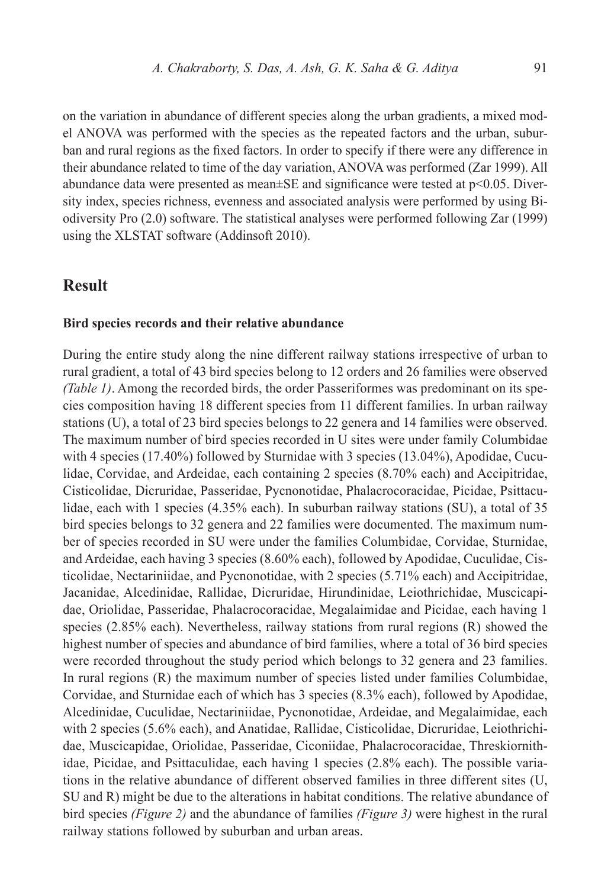on the variation in abundance of different species along the urban gradients, a mixed model ANOVA was performed with the species as the repeated factors and the urban, suburban and rural regions as the fixed factors. In order to specify if there were any difference in their abundance related to time of the day variation, ANOVA was performed (Zar 1999). All abundance data were presented as mean±SE and significance were tested at $p<0.05$. Diversity index, species richness, evenness and associated analysis were performed by using Biodiversity Pro (2.0) software. The statistical analyses were performed following Zar (1999) using the XLSTAT software (Addinsoft 2010).

## Result

### Bird species records and their relative abundance

During the entire study along the nine different railway stations irrespective of urban to rural gradient, a total of 43 bird species belong to 12 orders and 26 families were observed *(Table 1)*. Among the recorded birds, the order Passeriformes was predominant on its species composition having 18 different species from 11 different families. In urban railway stations (U), a total of 23 bird species belongs to 22 genera and 14 families were observed. The maximum number of bird species recorded in U sites were under family Columbidae with 4 species (17.40%) followed by Sturnidae with 3 species (13.04%), Apodidae, Cuculidae, Corvidae, and Ardeidae, each containing 2 species (8.70% each) and Accipitridae, Cisticolidae, Dicruridae, Passeridae, Pycnonotidae, Phalacrocoracidae, Picidae, Psittaculidae, each with 1 species (4.35% each). In suburban railway stations (SU), a total of 35 bird species belongs to 32 genera and 22 families were documented. The maximum number of species recorded in SU were under the families Columbidae, Corvidae, Sturnidae, and Ardeidae, each having 3 species (8.60% each), followed by Apodidae, Cuculidae, Cisticolidae, Nectariniidae, and Pycnonotidae, with 2 species (5.71% each) and Accipitridae, Jacanidae, Alcedinidae, Rallidae, Dicruridae, Hirundinidae, Leiothrichidae, Muscicapidae, Oriolidae, Passeridae, Phalacrocoracidae, Megalaimidae and Picidae, each having 1 species (2.85% each). Nevertheless, railway stations from rural regions (R) showed the highest number of species and abundance of bird families, where a total of 36 bird species were recorded throughout the study period which belongs to 32 genera and 23 families. In rural regions (R) the maximum number of species listed under families Columbidae, Corvidae, and Sturnidae each of which has 3 species (8.3% each), followed by Apodidae, Alcedinidae, Cuculidae, Nectariniidae, Pycnonotidae, Ardeidae, and Megalaimidae, each with 2 species (5.6% each), and Anatidae, Rallidae, Cisticolidae, Dicruridae, Leiothrichidae, Muscicapidae, Oriolidae, Passeridae, Ciconiidae, Phalacrocoracidae, Threskiornithidae, Picidae, and Psittaculidae, each having 1 species (2.8% each). The possible variations in the relative abundance of different observed families in three different sites (U, SU and R) might be due to the alterations in habitat conditions. The relative abundance of bird species *(Figure 2)* and the abundance of families *(Figure 3)* were highest in the rural railway stations followed by suburban and urban areas.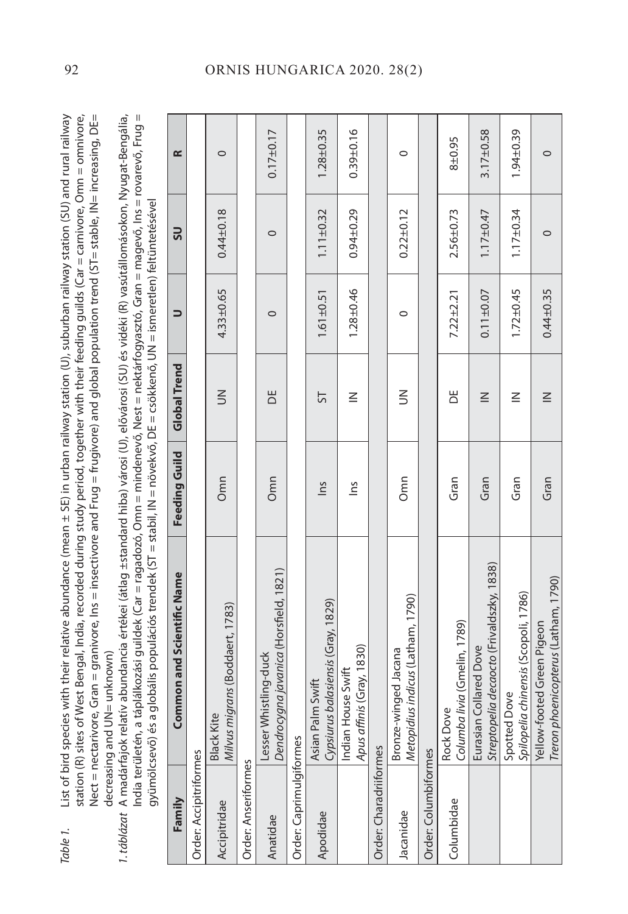*Table 1.* List of bird species with their relative abundance (mean ± SE) in urban railway station (U), suburban railway station (SU) and rural railway station (R) sites of West Bengal, India, recorded during study period, together with their feeding guilds (Car = carnivore, Omn = omnivore, Nect = nectarivore, Gran = granivore, Ins = insectivore and Frug = frugivore) and global population trend (ST= stable, IN= increasing, DE= decreasing and UN= unknown)

*1. táblázat* A madárfajok relatív abundancia értékei (átlag ±standard hiba) városi (U), elővárosi (SU) és vidéki (R) vasútállomásokon, Nyugat-Bengália, India területén, a táplálkozási guildek (Car = ragadozó, Omn = mindenevő, Nest = nektárfogyasztó, Gran = magevő, Ins = rovarevő, Frug = gyümölcsevő) és a globális populációs trendek (ST = stabil, IN = növekvő, DE = csökkenő, UN = ismeretlen) feltüntetésével

| Family | Common and Scientific Name | Feeding Guild | Global Trend | U | SU | R |
|---|---|---|---|---|---|---|
| Order: Accipitriformes | | | | | | |
| Accipitridae | Black Kite *Milvus migrans* (Boddaert, 1783) | Omn | UN | 4.33±0.65 | 0.44±0.18 | 0 |
| Order: Anseriformes | | | | | | |
| Anatidae | Lesser Whistling-duck *Dendrocygna javanica* (Horsfield, 1821) | Omn | DE | 0 | 0 | 0.17±0.17 |
| Order: Caprimulgiformes | | | | | | |
| Apodidae | Asian Palm Swift *Cypsiurus balasiensis* (Gray, 1829) | Ins | ST | 1.61±0.51 | 1.11±0.32 | 1.28±0.35 |
| | Indian House Swift *Apus affinis* (Gray, 1830) | Ins | IN | 1.28±0.46 | 0.94±0.29 | 0.39±0.16 |
| Order: Charadriiformes | | | | | | |
| Jacanidae | Bronze-winged Jacana *Metopidius indicus* (Latham, 1790) | Omn | UN | 0 | 0.22±0.12 | 0 |
| Order: Columbiformes | | | | | | |
| Columbidae | Rock Dove *Columba livia* (Gmelin, 1789) | Gran | DE | 7.22±2.21 | 2.56±0.73 | 8±0.95 |
| | Eurasian Collared Dove *Streptopelia decaocto* (Frivaldszky, 1838) | Gran | IN | 0.11±0.07 | 1.17±0.47 | 3.17±0.58 |
| | Spotted Dove *Spilopelia chinensis* (Scopoli, 1786) | Gran | IN | 1.72±0.45 | 1.17±0.34 | 1.94±0.39 |
| | Yellow-footed Green Pigeon *Treron phoenicopterus* (Latham, 1790) | Gran | IN | 0.44±0.35 | 0 | 0 |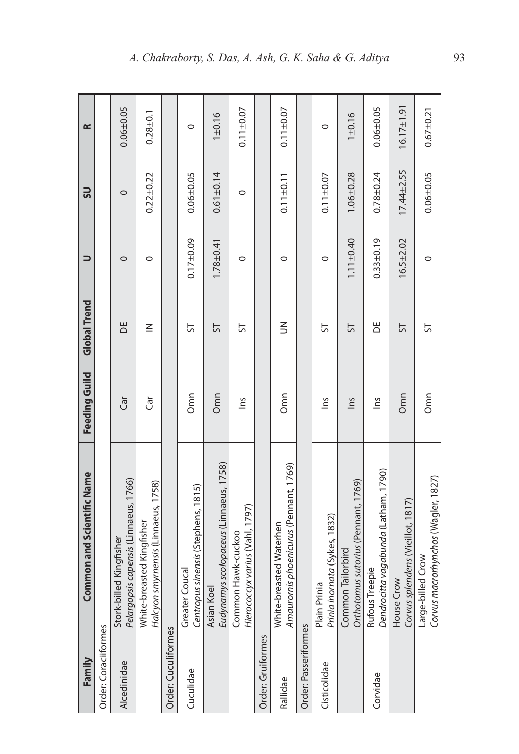| Family | Common and Scientific Name | Feeding Guild | Global Trend | U | SU | R |
|---|---|---|---|---|---|---|
| Order: Coraciiformes | | | | | | |
| Alcedinidae | Stork-billed Kingfisher *Pelargopsis capensis* (Linnaeus, 1766) | Car | DE | 0 | 0 | 0.06±0.05 |
| | White-breasted Kingfisher *Halcyon smyrnensis* (Linnaeus, 1758) | Car | IN | 0 | 0.22±0.22 | 0.28±0.1 |
| Order: Cuculiformes | | | | | | |
| Cuculidae | Greater Coucal *Centropus sinensis* (Stephens, 1815) | Omn | ST | 0.17±0.09 | 0.06±0.05 | 0 |
| | Asian Koel *Eudynamys scolopaceus* (Linnaeus, 1758) | Omn | ST | 1.78±0.41 | 0.61±0.14 | 1±0.16 |
| | Common Hawk-cuckoo *Hierococcyx varius* (Vahl, 1797) | Ins | ST | 0 | 0 | 0.11±0.07 |
| Order: Gruiformes | | | | | | |
| Rallidae | White-breasted Waterhen *Amaurornis phoenicurus* (Pennant, 1769) | Omn | UN | 0 | 0.11±0.11 | 0.11±0.07 |
| Order: Passeriformes | | | | | | |
| Cisticolidae | Plain Prinia *Prinia inornata* (Sykes, 1832) | Ins | ST | 0 | 0.11±0.07 | 0 |
| | Common Tailorbird *Orthotomus sutorius* (Pennant, 1769) | Ins | ST | 1.11±0.40 | 1.06±0.28 | 1±0.16 |
| Corvidae | Rufous Treepie *Dendrocitta vagabunda* (Latham, 1790) | Ins | DE | 0.33±0.19 | 0.78±0.24 | 0.06±0.05 |
| | House Crow *Corvus splendens* (Vieillot, 1817) | Omn | ST | 16.5±2.02 | 17.44±2.55 | 16.17±1.91 |
| | Large-billed Crow *Corvus macrorhynchos* (Wagler, 1827) | Omn | ST | 0 | 0.06±0.05 | 0.67±0.21 |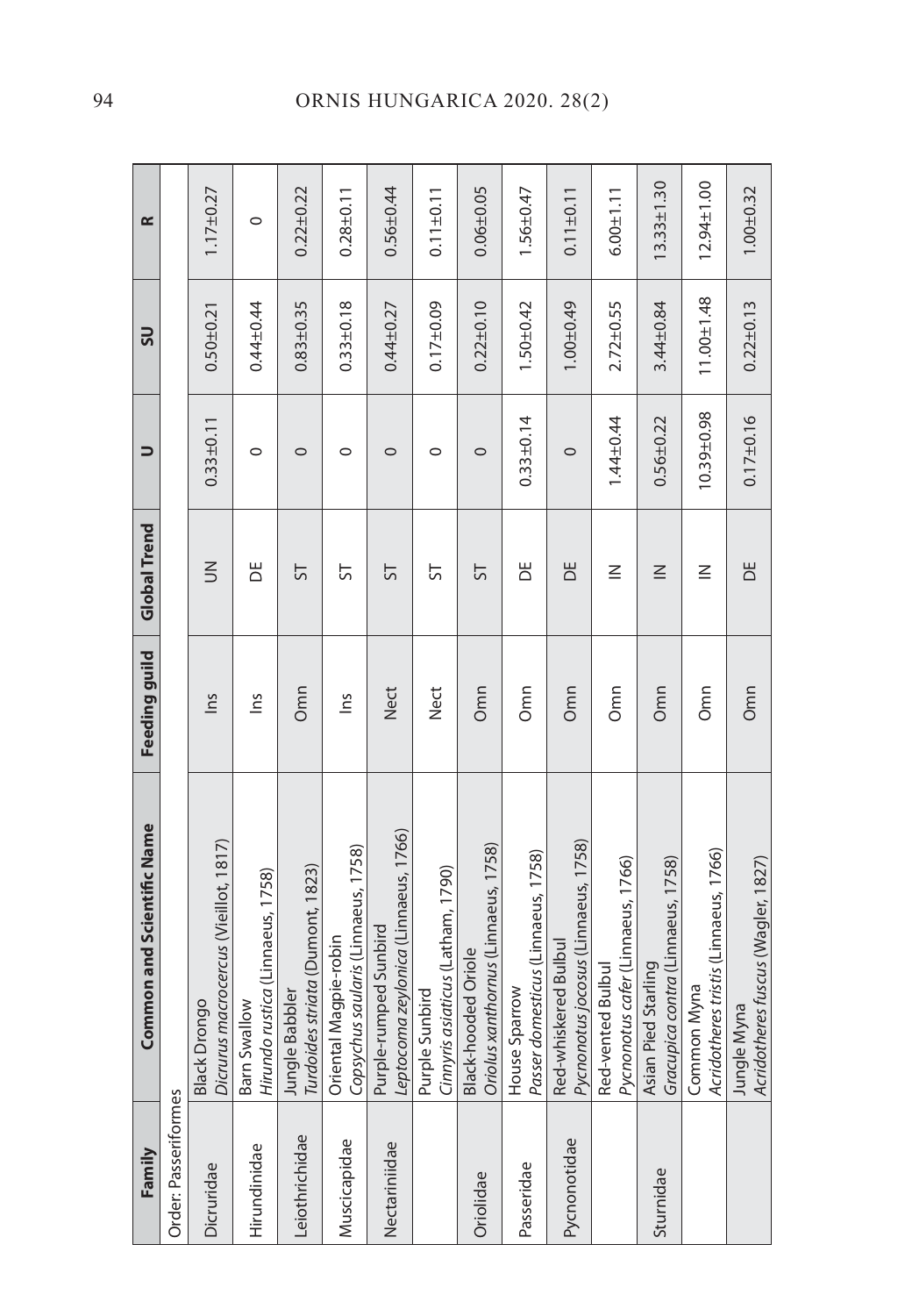| Family | Common and Scientific Name | Feeding guild | Global Trend | U | SU | R |
|---|---|---|---|---|---|---|
| Order: Passeriformes | | | | | | |
| Dicruridae | Black Drongo *Dicrurus macrocercus* (Vieillot, 1817) | Ins | UN | 0.33±0.11 | 0.50±0.21 | 1.17±0.27 |
| Hirundinidae | Barn Swallow *Hirundo rustica* (Linnaeus, 1758) | Ins | DE | 0 | 0.44±0.44 | 0 |
| Leiothrichidae | Jungle Babbler *Turdoides striata* (Dumont, 1823) | Omn | ST | 0 | 0.83±0.35 | 0.22±0.22 |
| Muscicapidae | Oriental Magpie-robin *Copsychus saularis* (Linnaeus, 1758) | Ins | ST | 0 | 0.33±0.18 | 0.28±0.11 |
| Nectariniidae | Purple-rumped Sunbird *Leptocoma zeylonica* (Linnaeus, 1766) | Nect | ST | 0 | 0.44±0.27 | 0.56±0.44 |
| | Purple Sunbird *Cinnyris asiaticus* (Latham, 1790) | Nect | ST | 0 | 0.17±0.09 | 0.11±0.11 |
| Oriolidae | Black-hooded Oriole *Oriolus xanthornus* (Linnaeus, 1758) | Omn | ST | 0 | 0.22±0.10 | 0.06±0.05 |
| Passeridae | House Sparrow *Passer domesticus* (Linnaeus, 1758) | Omn | DE | 0.33±0.14 | 1.50±0.42 | 1.56±0.47 |
| Pycnonotidae | Red-whiskered Bulbul *Pycnonotus jocosus* (Linnaeus, 1758) | Omn | DE | 0 | 1.00±0.49 | 0.11±0.11 |
| | Red-vented Bulbul *Pycnonotus cafer* (Linnaeus, 1766) | Omn | IN | 1.44±0.44 | 2.72±0.55 | 6.00±1.11 |
| Sturnidae | Asian Pied Starling *Gracupica contra* (Linnaeus, 1758) | Omn | IN | 0.56±0.22 | 3.44±0.84 | 13.33±1.30 |
| | Common Myna *Acridotheres tristis* (Linnaeus, 1766) | Omn | IN | 10.39±0.98 | 11.00±1.48 | 12.94±1.00 |
| | Jungle Myna *Acridotheres fuscus* (Wagler, 1827) | Omn | DE | 0.17±0.16 | 0.22±0.13 | 1.00±0.32 |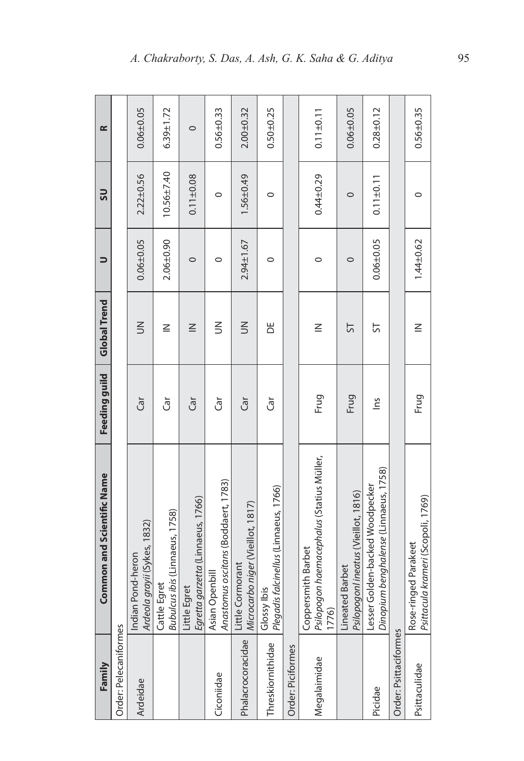| Family | Common and Scientific Name | Feeding guild | Global Trend | U | SU | R |
|---|---|---|---|---|---|---|
| Order: Pelecaniformes | | | | | | |
| Ardeidae | Indian Pond-heron *Ardeola grayii* (Sykes, 1832) | Car | UN | 0.06±0.05 | 2.22±0.56 | 0.06±0.05 |
| | Cattle Egret *Bubulcus ibis* (Linnaeus, 1758) | Car | IN | 2.06±0.90 | 10.56±7.40 | 6.39±1.72 |
| | Little Egret *Egretta garzetta* (Linnaeus, 1766) | Car | IN | 0 | 0.11±0.08 | 0 |
| Ciconiidae | Asian Openbill *Anastomus oscitans* (Boddaert, 1783) | Car | UN | 0 | 0 | 0.56±0.33 |
| Phalacrocoracidae | Little Cormorant *Microcarbo niger* (Vieillot, 1817) | Car | UN | 2.94±1.67 | 1.56±0.49 | 2.00±0.32 |
| Threskiornithidae | Glossy Ibis *Plegadis falcinellus* (Linnaeus, 1766) | Car | DE | 0 | 0 | 0.50±0.25 |
| Order: Piciformes | | | | | | |
| Megalaimidae | Coppersmith Barbet *Psilopogon haemacephalus* (Statius Müller, 1776) | Frug | IN | 0 | 0.44±0.29 | 0.11±0.11 |
| | Lineated Barbet *Psilopogonl ineatus* (Vieillot, 1816) | Frug | ST | 0 | 0 | 0.06±0.05 |
| Picidae | Lesser Golden-backed Woodpecker *Dinopium benghalense* (Linnaeus, 1758) | Ins | ST | 0.06±0.05 | 0.11±0.11 | 0.28±0.12 |
| Order: Psittaciformes | | | | | | |
| Psittaculidae | Rose-ringed Parakeet *Psittacula krameri* (Scopoli, 1769) | Frug | IN | 1.44±0.62 | 0 | 0.56±0.35 |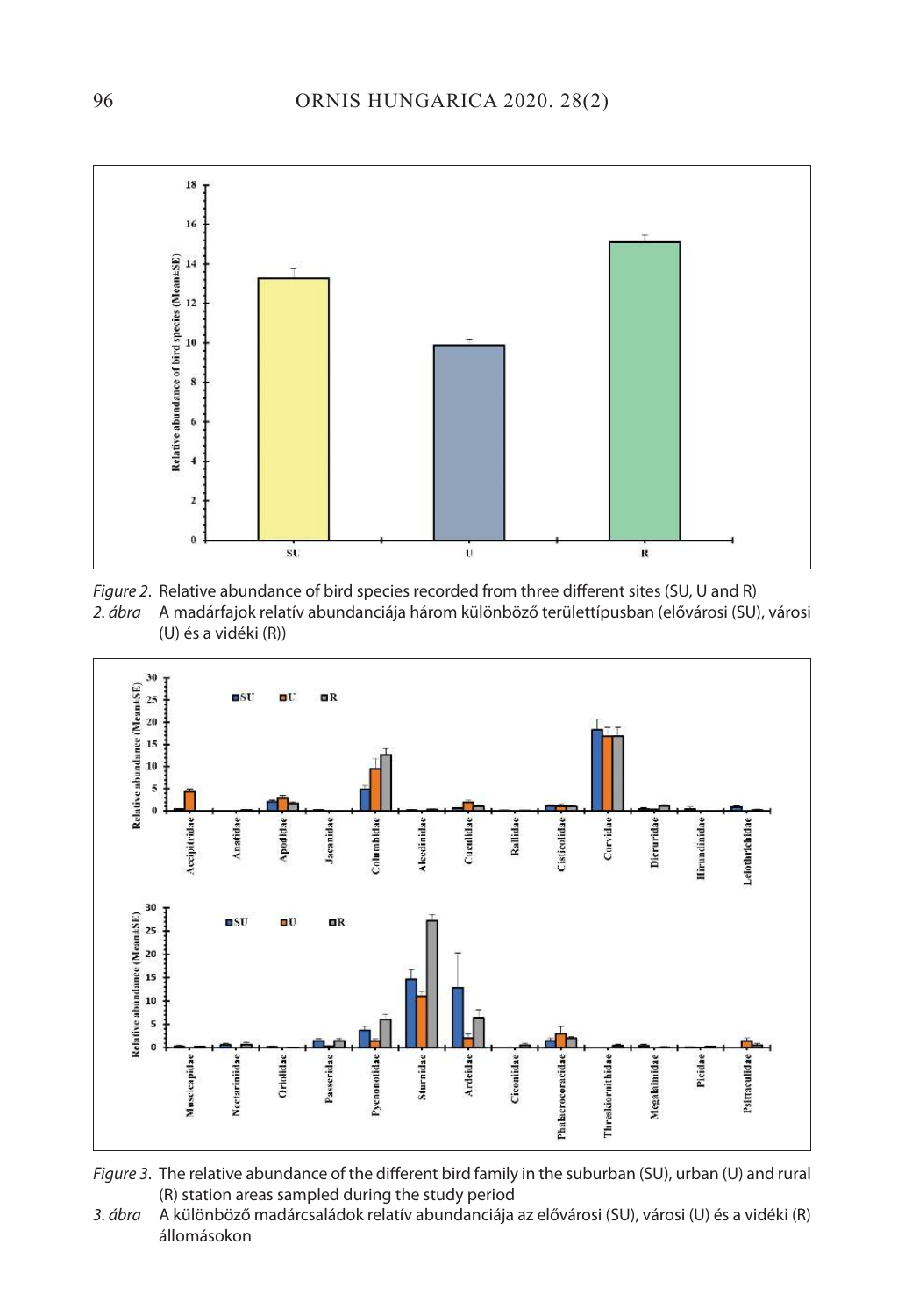*Figure 2.* Relative abundance of bird species recorded from three different sites (SU, U and R)

*2. ábra* A madárfajok relatív abundanciája három különböző területtípusban (elővárosi (SU), városi (U) és a vidéki (R))

*Figure 3.* The relative abundance of the different bird family in the suburban (SU), urban (U) and rural (R) station areas sampled during the study period

*3. ábra* A különböző madárcsaládok relatív abundanciája az elővárosi (SU), városi (U) és a vidéki (R) állomásokon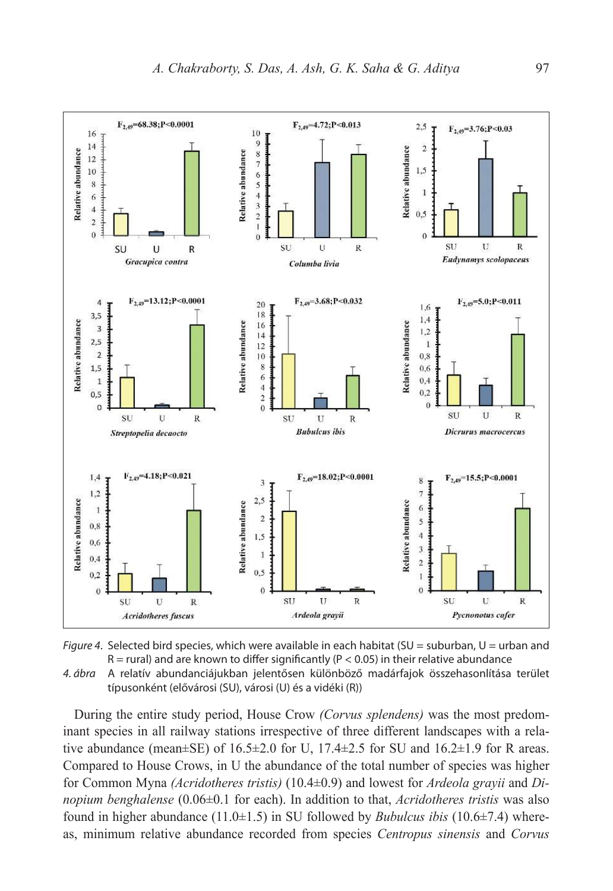*Figure 4.* Selected bird species, which were available in each habitat (SU = suburban, U = urban and R = rural) and are known to differ significantly ($P < 0.05$) in their relative abundance

*4. ábra* A relatív abundanciájukban jelentősen különböző madárfajok összehasonlítása terület típusonként (elővárosi (SU), városi (U) és a vidéki (R))

During the entire study period, House Crow *(Corvus splendens)* was the most predominant species in all railway stations irrespective of three different landscapes with a relative abundance (mean±SE) of 16.5±2.0 for U, 17.4±2.5 for SU and 16.2±1.9 for R areas. Compared to House Crows, in U the abundance of the total number of species was higher for Common Myna *(Acridotheres tristis)* (10.4±0.9) and lowest for *Ardeola grayii* and *Dinopium benghalense* (0.06±0.1 for each). In addition to that, *Acridotheres tristis* was also found in higher abundance (11.0±1.5) in SU followed by *Bubulcus ibis* (10.6±7.4) whereas, minimum relative abundance recorded from species *Centropus sinensis* and *Corvus*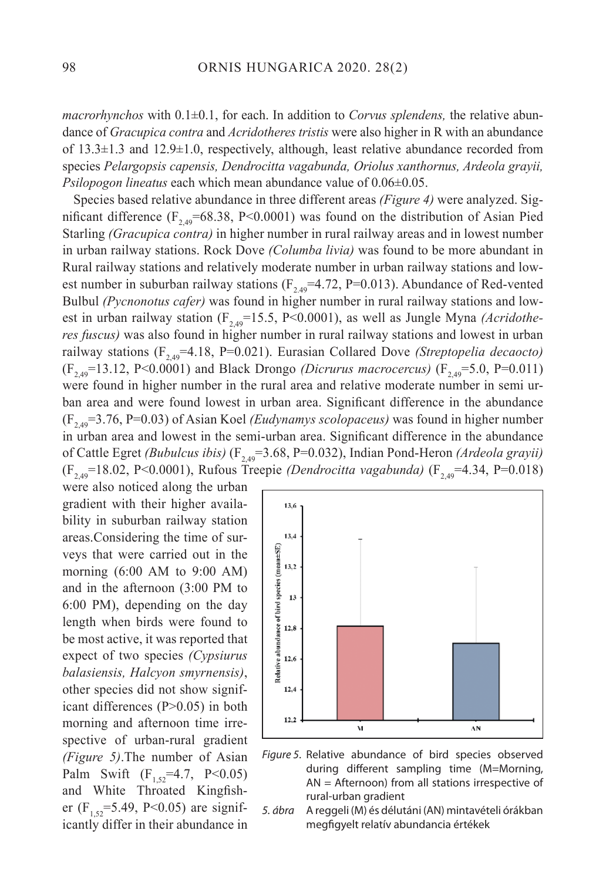*macrorhynchos* with 0.1±0.1, for each. In addition to *Corvus splendens,* the relative abundance of *Gracupica contra* and *Acridotheres tristis* were also higher in R with an abundance of 13.3±1.3 and 12.9±1.0, respectively, although, least relative abundance recorded from species *Pelargopsis capensis, Dendrocitta vagabunda, Oriolus xanthornus, Ardeola grayii, Psilopogon lineatus* each which mean abundance value of 0.06±0.05.

Species based relative abundance in three different areas *(Figure 4)* were analyzed. Significant difference ($F_{2,49}$=68.38, P<0.0001) was found on the distribution of Asian Pied Starling *(Gracupica contra)* in higher number in rural railway areas and in lowest number in urban railway stations. Rock Dove *(Columba livia)* was found to be more abundant in Rural railway stations and relatively moderate number in urban railway stations and lowest number in suburban railway stations ($F_{2,49}$=4.72, P=0.013). Abundance of Red-vented Bulbul *(Pycnonotus cafer)* was found in higher number in rural railway stations and lowest in urban railway station ($F_{2,49}$=15.5, P<0.0001), as well as Jungle Myna *(Acridotheres fuscus)* was also found in higher number in rural railway stations and lowest in urban railway stations ($F_{2,49}$=4.18, P=0.021). Eurasian Collared Dove *(Streptopelia decaocto)* ($F_{2,49}$=13.12, P<0.0001) and Black Drongo *(Dicrurus macrocercus)* ($F_{2,49}$=5.0, P=0.011) were found in higher number in the rural area and relative moderate number in semi urban area and were found lowest in urban area. Significant difference in the abundance ($F_{2,49}$=3.76, P=0.03) of Asian Koel *(Eudynamys scolopaceus)* was found in higher number in urban area and lowest in the semi-urban area. Significant difference in the abundance of Cattle Egret *(Bubulcus ibis)* ($F_{2,49}$=3.68, P=0.032), Indian Pond-Heron *(Ardeola grayii)* ($F_{2,49}$=18.02, P<0.0001), Rufous Treepie *(Dendrocitta vagabunda)* ($F_{2,49}$=4.34, P=0.018) were also noticed along the urban gradient with their higher availability in suburban railway station areas.Considering the time of surveys that were carried out in the morning (6:00 AM to 9:00 AM) and in the afternoon (3:00 PM to 6:00 PM), depending on the day length when birds were found to be most active, it was reported that expect of two species *(Cypsiurus balasiensis, Halcyon smyrnensis)*, other species did not show significant differences (P>0.05) in both morning and afternoon time irrespective of urban-rural gradient *(Figure 5)*.The number of Asian Palm Swift ($F_{1,52}$=4.7, P<0.05) and White Throated Kingfisher ($F_{1,52}$=5.49, P<0.05) are significantly differ in their abundance in

*Figure 5.* Relative abundance of bird species observed during different sampling time (M=Morning, AN = Afternoon) from all stations irrespective of rural-urban gradient

*5. ábra* A reggeli (M) és délutáni (AN) mintavételi órákban megfigyelt relatív abundancia értékek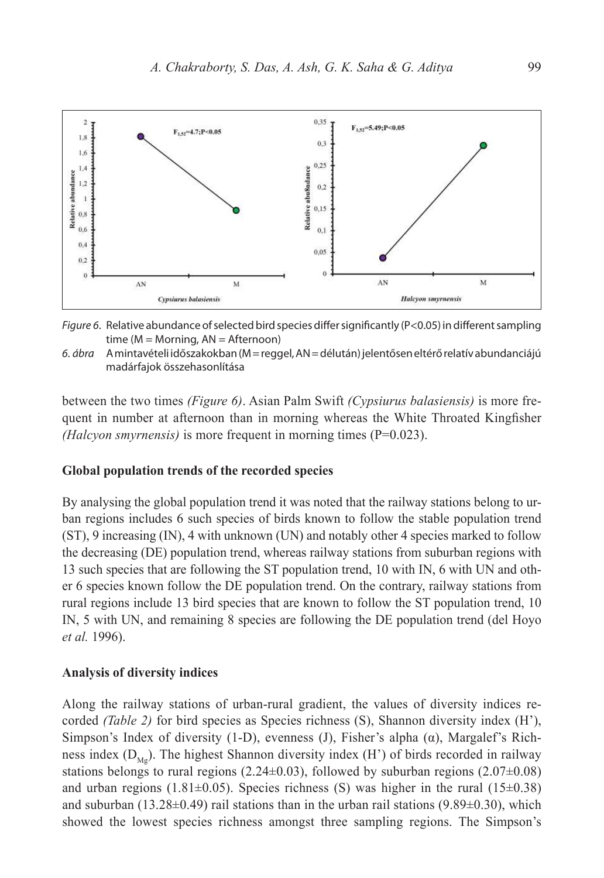*Figure 6*. Relative abundance of selected bird species differ significantly (P<0.05) in different sampling time (M = Morning, AN = Afternoon)

*6. ábra* A mintavételi időszakokban (M = reggel, AN = délután) jelentősen eltérő relatív abundanciájú madárfajok összehasonlítása

between the two times *(Figure 6)*. Asian Palm Swift *(Cypsiurus balasiensis)* is more frequent in number at afternoon than in morning whereas the White Throated Kingfisher *(Halcyon smyrnensis)* is more frequent in morning times (P=0.023).

### Global population trends of the recorded species

By analysing the global population trend it was noted that the railway stations belong to urban regions includes 6 such species of birds known to follow the stable population trend (ST), 9 increasing (IN), 4 with unknown (UN) and notably other 4 species marked to follow the decreasing (DE) population trend, whereas railway stations from suburban regions with 13 such species that are following the ST population trend, 10 with IN, 6 with UN and other 6 species known follow the DE population trend. On the contrary, railway stations from rural regions include 13 bird species that are known to follow the ST population trend, 10 IN, 5 with UN, and remaining 8 species are following the DE population trend (del Hoyo *et al.* 1996).

### Analysis of diversity indices

Along the railway stations of urban-rural gradient, the values of diversity indices recorded *(Table 2)* for bird species as Species richness (S), Shannon diversity index (H'), Simpson's Index of diversity (1-D), evenness (J), Fisher's alpha (α), Margalef's Richness index ($D_{Mg}$). The highest Shannon diversity index (H') of birds recorded in railway stations belongs to rural regions (2.24±0.03), followed by suburban regions (2.07±0.08) and urban regions (1.81±0.05). Species richness (S) was higher in the rural (15±0.38) and suburban (13.28±0.49) rail stations than in the urban rail stations (9.89±0.30), which showed the lowest species richness amongst three sampling regions. The Simpson's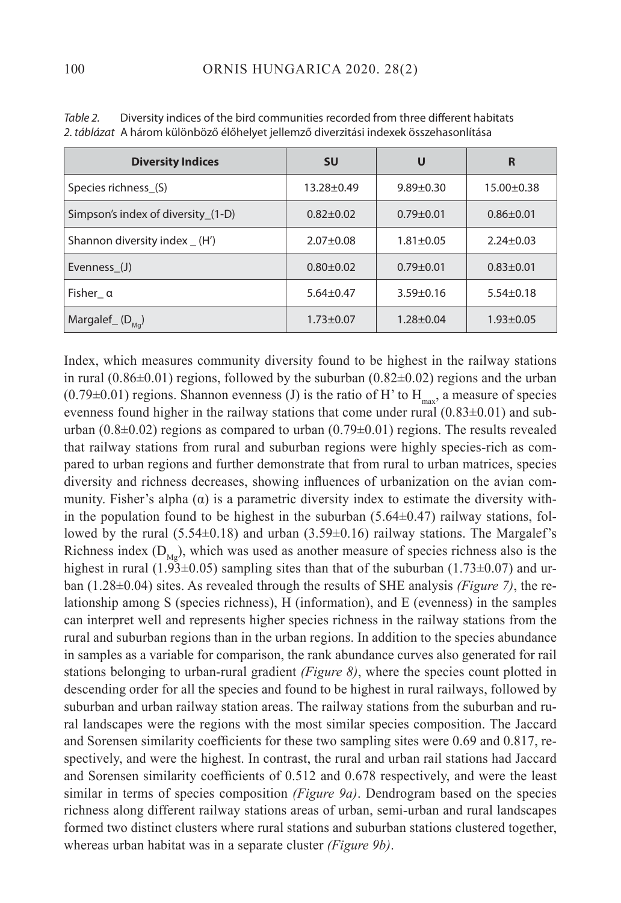*Table 2.* Diversity indices of the bird communities recorded from three different habitats
*2. táblázat* A három különböző élőhelyet jellemző diverzitási indexek összehasonlítása

| Diversity Indices | SU | U | R |
|---|---|---|---|
| Species richness_(S) | 13.28±0.49 | 9.89±0.30 | 15.00±0.38 |
| Simpson's index of diversity_(1-D) | 0.82±0.02 | 0.79±0.01 | 0.86±0.01 |
| Shannon diversity index _ (H') | 2.07±0.08 | 1.81±0.05 | 2.24±0.03 |
| Evenness_(J) | 0.80±0.02 | 0.79±0.01 | 0.83±0.01 |
| Fisher_ α | 5.64±0.47 | 3.59±0.16 | 5.54±0.18 |
| Margalef_ ($D_{Mg}$) | 1.73±0.07 | 1.28±0.04 | 1.93±0.05 |

Index, which measures community diversity found to be highest in the railway stations in rural (0.86±0.01) regions, followed by the suburban (0.82±0.02) regions and the urban (0.79±0.01) regions. Shannon evenness (J) is the ratio of H' to $H_{max}$, a measure of species evenness found higher in the railway stations that come under rural (0.83±0.01) and suburban (0.8±0.02) regions as compared to urban (0.79±0.01) regions. The results revealed that railway stations from rural and suburban regions were highly species-rich as compared to urban regions and further demonstrate that from rural to urban matrices, species diversity and richness decreases, showing influences of urbanization on the avian community. Fisher's alpha (α) is a parametric diversity index to estimate the diversity within the population found to be highest in the suburban (5.64±0.47) railway stations, followed by the rural (5.54±0.18) and urban (3.59±0.16) railway stations. The Margalef's Richness index ($D_{Mg}$), which was used as another measure of species richness also is the highest in rural (1.93±0.05) sampling sites than that of the suburban (1.73±0.07) and urban (1.28±0.04) sites. As revealed through the results of SHE analysis *(Figure 7)*, the relationship among S (species richness), H (information), and E (evenness) in the samples can interpret well and represents higher species richness in the railway stations from the rural and suburban regions than in the urban regions. In addition to the species abundance in samples as a variable for comparison, the rank abundance curves also generated for rail stations belonging to urban-rural gradient *(Figure 8)*, where the species count plotted in descending order for all the species and found to be highest in rural railways, followed by suburban and urban railway station areas. The railway stations from the suburban and rural landscapes were the regions with the most similar species composition. The Jaccard and Sorensen similarity coefficients for these two sampling sites were 0.69 and 0.817, respectively, and were the highest. In contrast, the rural and urban rail stations had Jaccard and Sorensen similarity coefficients of 0.512 and 0.678 respectively, and were the least similar in terms of species composition *(Figure 9a)*. Dendrogram based on the species richness along different railway stations areas of urban, semi-urban and rural landscapes formed two distinct clusters where rural stations and suburban stations clustered together, whereas urban habitat was in a separate cluster *(Figure 9b)*.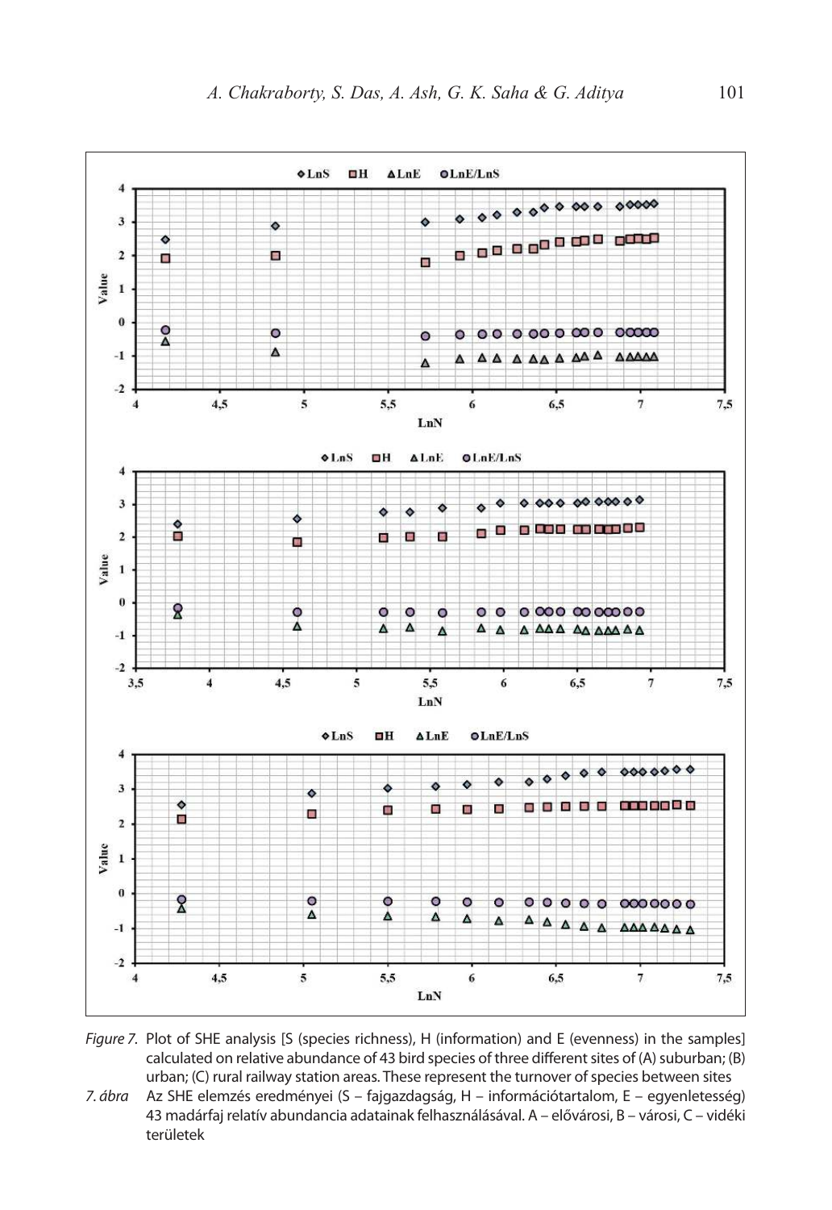*Figure 7.* Plot of SHE analysis [S (species richness), H (information) and E (evenness) in the samples] calculated on relative abundance of 43 bird species of three different sites of (A) suburban; (B) urban; (C) rural railway station areas. These represent the turnover of species between sites

*7. ábra* Az SHE elemzés eredményei (S – fajgazdagság, H – információtartalom, E – egyenletesség) 43 madárfaj relatív abundancia adatainak felhasználásával. A – elővárosi, B – városi, C – vidéki területek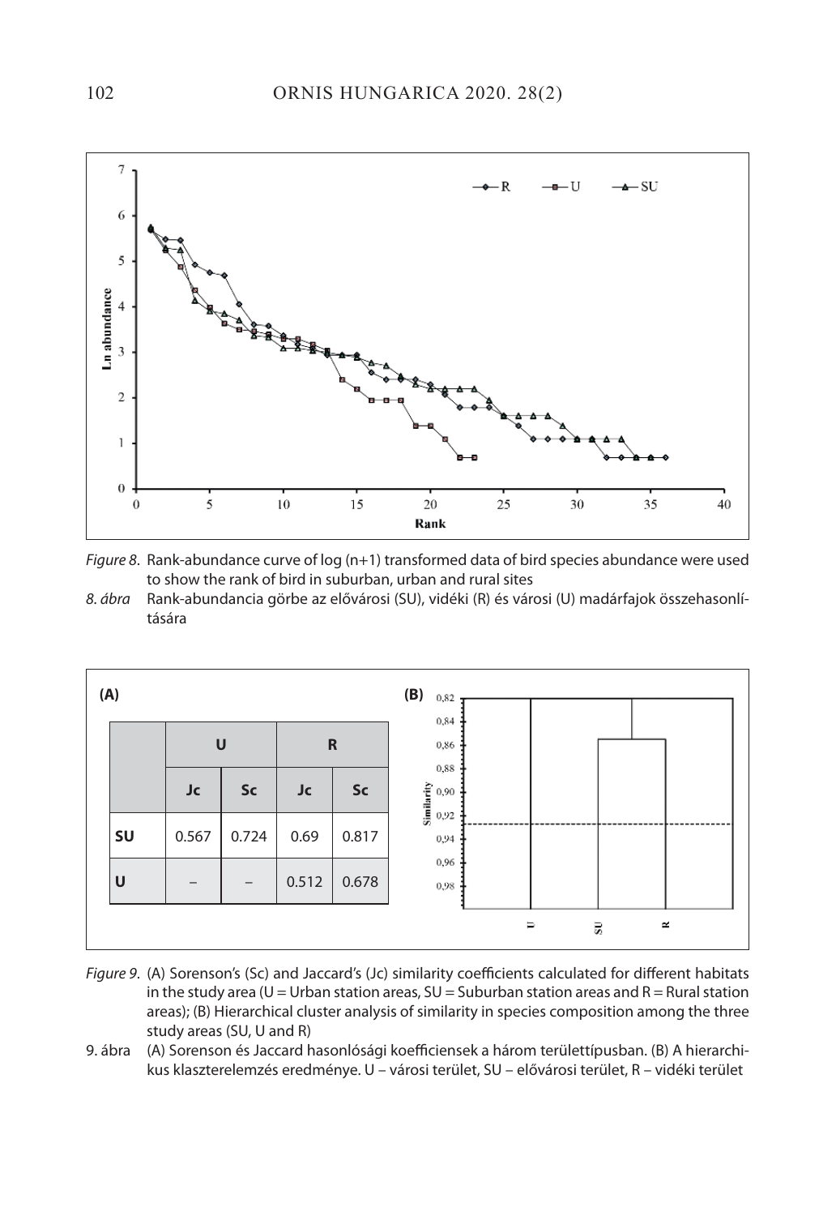*Figure 8.* Rank-abundance curve of log (n+1) transformed data of bird species abundance were used to show the rank of bird in suburban, urban and rural sites

*8. ábra* Rank-abundancia görbe az elővárosi (SU), vidéki (R) és városi (U) madárfajok összehasonlítására

**(A)**

| | U | | R | |
|---|---|---|---|---|
| | **Jc** | **Sc** | **Jc** | **Sc** |
| **SU** | 0.567 | 0.724 | 0.69 | 0.817 |
| **U** | – | – | 0.512 | 0.678 |

*Figure 9.* (A) Sorenson's (Sc) and Jaccard's (Jc) similarity coefficients calculated for different habitats in the study area (U = Urban station areas, SU = Suburban station areas and R = Rural station areas); (B) Hierarchical cluster analysis of similarity in species composition among the three study areas (SU, U and R)

9. ábra (A) Sorenson és Jaccard hasonlósági koefficiensek a három területtípusban. (B) A hierarchikus klaszterelemzés eredménye. U – városi terület, SU – elővárosi terület, R – vidéki terület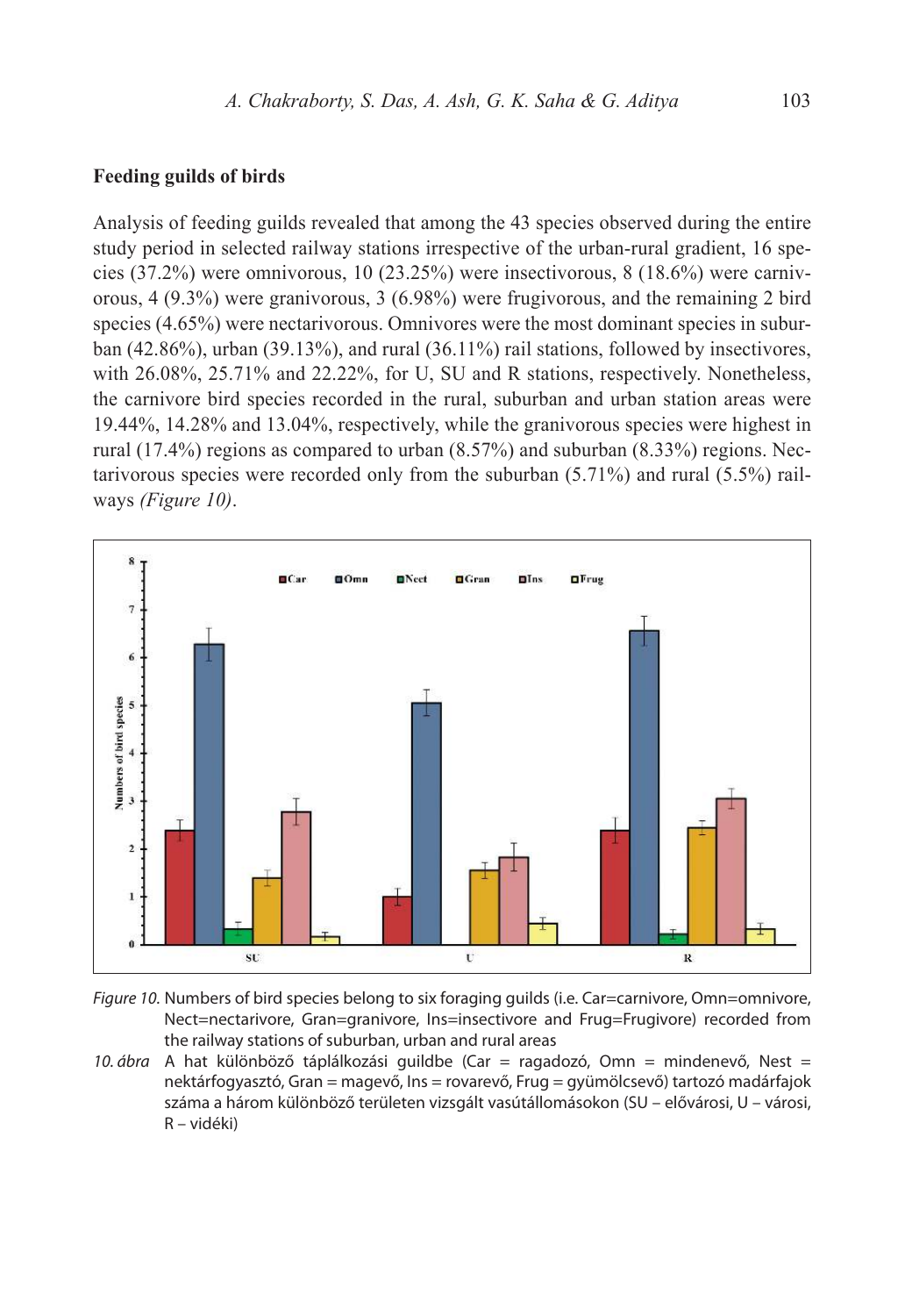## Feeding guilds of birds

Analysis of feeding guilds revealed that among the 43 species observed during the entire study period in selected railway stations irrespective of the urban-rural gradient, 16 species (37.2%) were omnivorous, 10 (23.25%) were insectivorous, 8 (18.6%) were carnivorous, 4 (9.3%) were granivorous, 3 (6.98%) were frugivorous, and the remaining 2 bird species (4.65%) were nectarivorous. Omnivores were the most dominant species in suburban (42.86%), urban (39.13%), and rural (36.11%) rail stations, followed by insectivores, with 26.08%, 25.71% and 22.22%, for U, SU and R stations, respectively. Nonetheless, the carnivore bird species recorded in the rural, suburban and urban station areas were 19.44%, 14.28% and 13.04%, respectively, while the granivorous species were highest in rural (17.4%) regions as compared to urban (8.57%) and suburban (8.33%) regions. Nectarivorous species were recorded only from the suburban (5.71%) and rural (5.5%) railways *(Figure 10)*.

*Figure 10.* Numbers of bird species belong to six foraging guilds (i.e. Car=carnivore, Omn=omnivore, Nect=nectarivore, Gran=granivore, Ins=insectivore and Frug=Frugivore) recorded from the railway stations of suburban, urban and rural areas

*10. ábra* A hat különböző táplálkozási guildbe (Car = ragadozó, Omn = mindenevő, Nest = nektárfogyasztó, Gran = magevő, Ins = rovarevő, Frug = gyümölcsevő) tartozó madárfajok száma a három különböző területen vizsgált vasútállomásokon (SU – elővárosi, U – városi, R – vidéki)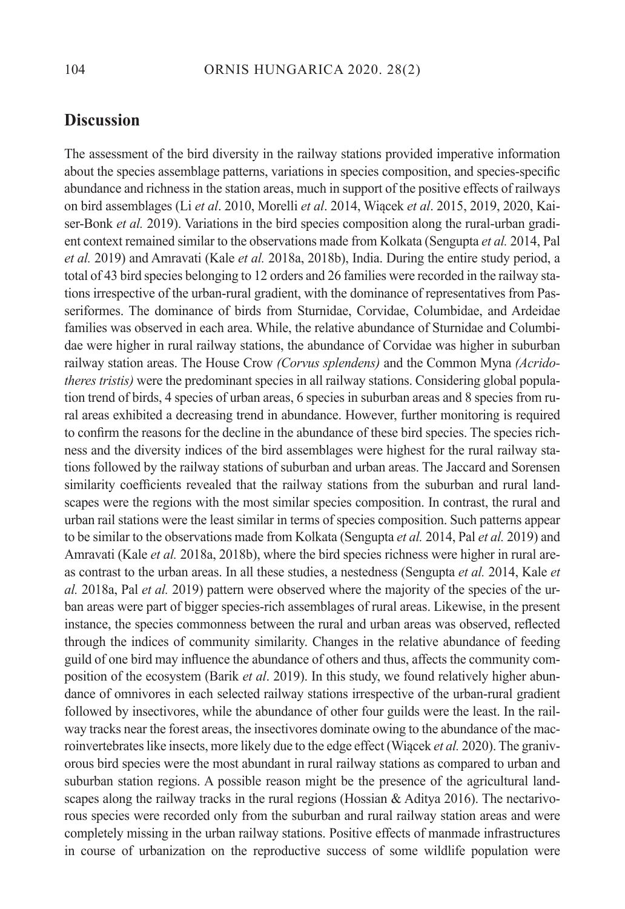## Discussion

The assessment of the bird diversity in the railway stations provided imperative information about the species assemblage patterns, variations in species composition, and species-specific abundance and richness in the station areas, much in support of the positive effects of railways on bird assemblages (Li *et al*. 2010, Morelli *et al*. 2014, Wiącek *et al*. 2015, 2019, 2020, Kaiser-Bonk *et al.* 2019). Variations in the bird species composition along the rural-urban gradient context remained similar to the observations made from Kolkata (Sengupta *et al.* 2014, Pal *et al.* 2019) and Amravati (Kale *et al.* 2018a, 2018b), India. During the entire study period, a total of 43 bird species belonging to 12 orders and 26 families were recorded in the railway stations irrespective of the urban-rural gradient, with the dominance of representatives from Passeriformes. The dominance of birds from Sturnidae, Corvidae, Columbidae, and Ardeidae families was observed in each area. While, the relative abundance of Sturnidae and Columbidae were higher in rural railway stations, the abundance of Corvidae was higher in suburban railway station areas. The House Crow *(Corvus splendens)* and the Common Myna *(Acridotheres tristis)* were the predominant species in all railway stations. Considering global population trend of birds, 4 species of urban areas, 6 species in suburban areas and 8 species from rural areas exhibited a decreasing trend in abundance. However, further monitoring is required to confirm the reasons for the decline in the abundance of these bird species. The species richness and the diversity indices of the bird assemblages were highest for the rural railway stations followed by the railway stations of suburban and urban areas. The Jaccard and Sorensen similarity coefficients revealed that the railway stations from the suburban and rural landscapes were the regions with the most similar species composition. In contrast, the rural and urban rail stations were the least similar in terms of species composition. Such patterns appear to be similar to the observations made from Kolkata (Sengupta *et al.* 2014, Pal *et al.* 2019) and Amravati (Kale *et al.* 2018a, 2018b), where the bird species richness were higher in rural areas contrast to the urban areas. In all these studies, a nestedness (Sengupta *et al.* 2014, Kale *et al.* 2018a, Pal *et al.* 2019) pattern were observed where the majority of the species of the urban areas were part of bigger species-rich assemblages of rural areas. Likewise, in the present instance, the species commonness between the rural and urban areas was observed, reflected through the indices of community similarity. Changes in the relative abundance of feeding guild of one bird may influence the abundance of others and thus, affects the community composition of the ecosystem (Barik *et al*. 2019). In this study, we found relatively higher abundance of omnivores in each selected railway stations irrespective of the urban-rural gradient followed by insectivores, while the abundance of other four guilds were the least. In the railway tracks near the forest areas, the insectivores dominate owing to the abundance of the macroinvertebrates like insects, more likely due to the edge effect (Wiącek *et al.* 2020). The granivorous bird species were the most abundant in rural railway stations as compared to urban and suburban station regions. A possible reason might be the presence of the agricultural landscapes along the railway tracks in the rural regions (Hossian & Aditya 2016). The nectarivorous species were recorded only from the suburban and rural railway station areas and were completely missing in the urban railway stations. Positive effects of manmade infrastructures in course of urbanization on the reproductive success of some wildlife population were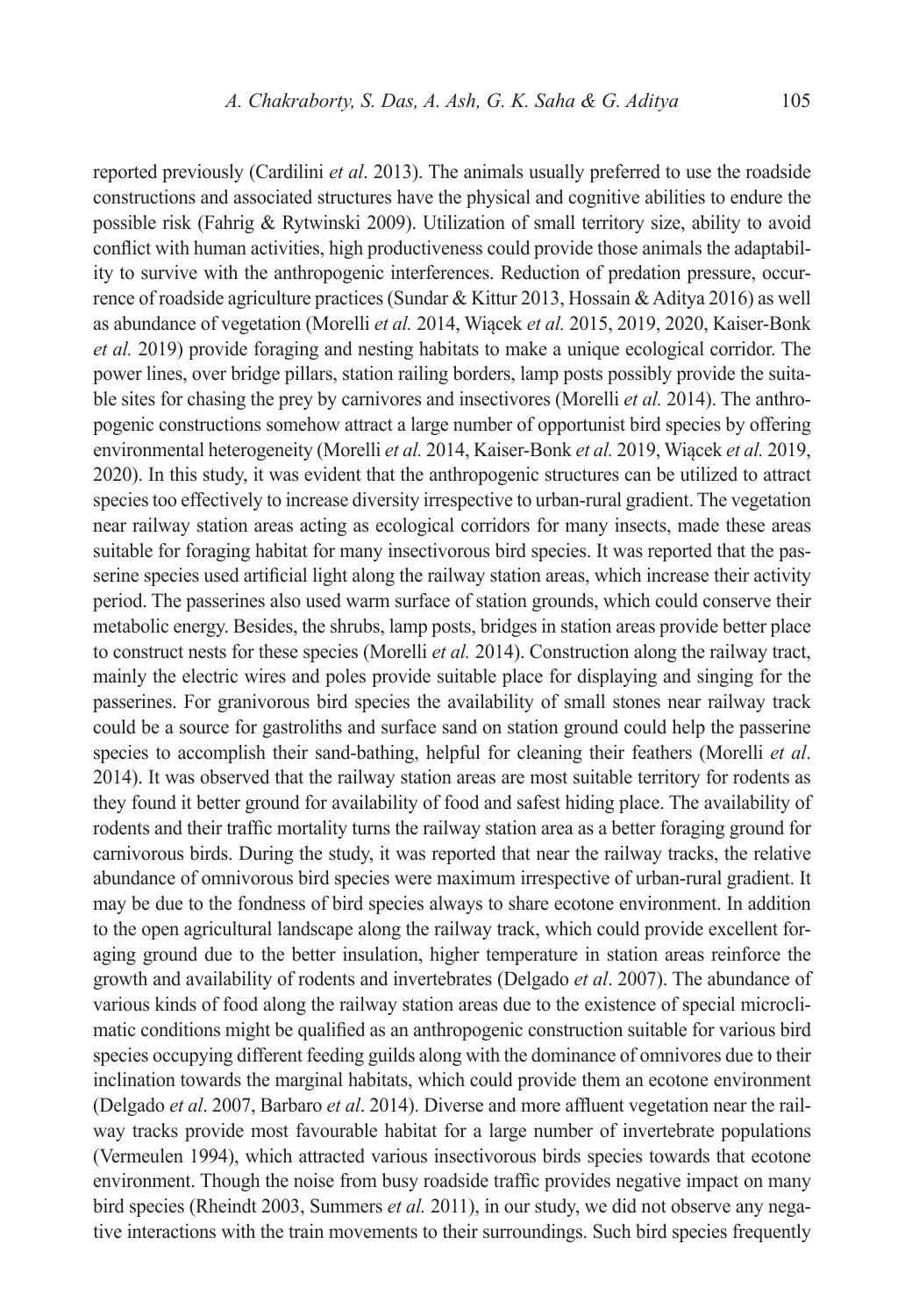reported previously (Cardilini *et al*. 2013). The animals usually preferred to use the roadside constructions and associated structures have the physical and cognitive abilities to endure the possible risk (Fahrig & Rytwinski 2009). Utilization of small territory size, ability to avoid conflict with human activities, high productiveness could provide those animals the adaptability to survive with the anthropogenic interferences. Reduction of predation pressure, occurrence of roadside agriculture practices (Sundar & Kittur 2013, Hossain & Aditya 2016) as well as abundance of vegetation (Morelli *et al.* 2014, Wiącek *et al.* 2015, 2019, 2020, Kaiser-Bonk *et al.* 2019) provide foraging and nesting habitats to make a unique ecological corridor. The power lines, over bridge pillars, station railing borders, lamp posts possibly provide the suitable sites for chasing the prey by carnivores and insectivores (Morelli *et al.* 2014). The anthropogenic constructions somehow attract a large number of opportunist bird species by offering environmental heterogeneity (Morelli *et al.* 2014, Kaiser-Bonk *et al.* 2019, Wiącek *et al.* 2019, 2020). In this study, it was evident that the anthropogenic structures can be utilized to attract species too effectively to increase diversity irrespective to urban-rural gradient. The vegetation near railway station areas acting as ecological corridors for many insects, made these areas suitable for foraging habitat for many insectivorous bird species. It was reported that the passerine species used artificial light along the railway station areas, which increase their activity period. The passerines also used warm surface of station grounds, which could conserve their metabolic energy. Besides, the shrubs, lamp posts, bridges in station areas provide better place to construct nests for these species (Morelli *et al.* 2014). Construction along the railway tract, mainly the electric wires and poles provide suitable place for displaying and singing for the passerines. For granivorous bird species the availability of small stones near railway track could be a source for gastroliths and surface sand on station ground could help the passerine species to accomplish their sand-bathing, helpful for cleaning their feathers (Morelli *et al*. 2014). It was observed that the railway station areas are most suitable territory for rodents as they found it better ground for availability of food and safest hiding place. The availability of rodents and their traffic mortality turns the railway station area as a better foraging ground for carnivorous birds. During the study, it was reported that near the railway tracks, the relative abundance of omnivorous bird species were maximum irrespective of urban-rural gradient. It may be due to the fondness of bird species always to share ecotone environment. In addition to the open agricultural landscape along the railway track, which could provide excellent foraging ground due to the better insulation, higher temperature in station areas reinforce the growth and availability of rodents and invertebrates (Delgado *et al*. 2007). The abundance of various kinds of food along the railway station areas due to the existence of special microclimatic conditions might be qualified as an anthropogenic construction suitable for various bird species occupying different feeding guilds along with the dominance of omnivores due to their inclination towards the marginal habitats, which could provide them an ecotone environment (Delgado *et al*. 2007, Barbaro *et al*. 2014). Diverse and more affluent vegetation near the railway tracks provide most favourable habitat for a large number of invertebrate populations (Vermeulen 1994), which attracted various insectivorous birds species towards that ecotone environment. Though the noise from busy roadside traffic provides negative impact on many bird species (Rheindt 2003, Summers *et al.* 2011), in our study, we did not observe any negative interactions with the train movements to their surroundings. Such bird species frequently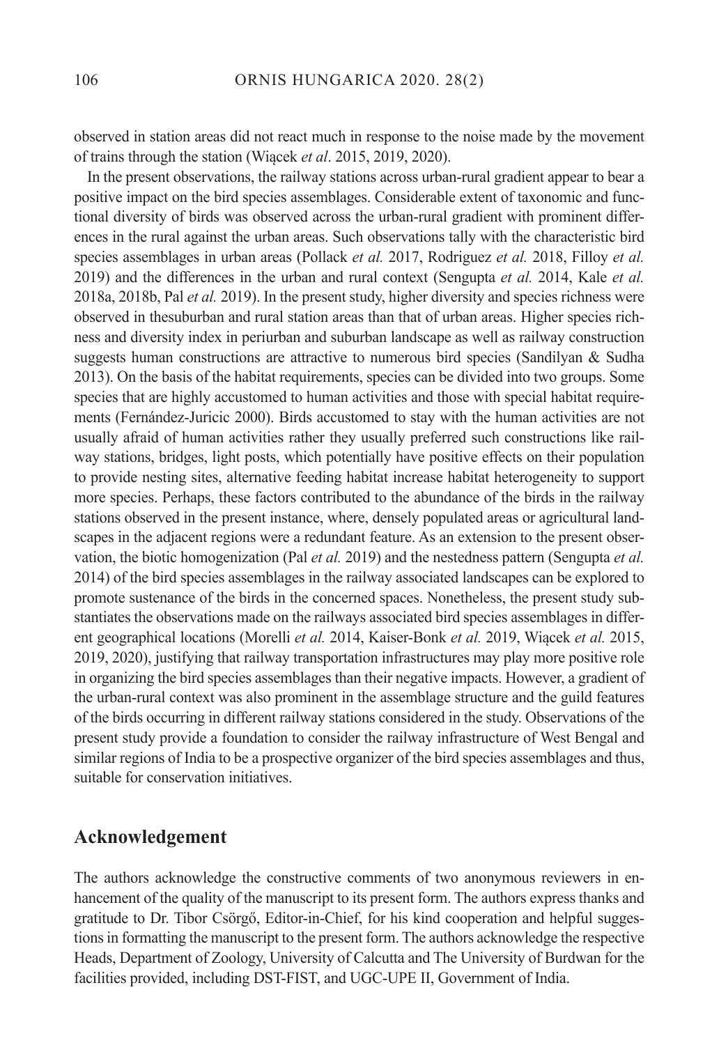observed in station areas did not react much in response to the noise made by the movement of trains through the station (Wiącek *et al*. 2015, 2019, 2020).

In the present observations, the railway stations across urban-rural gradient appear to bear a positive impact on the bird species assemblages. Considerable extent of taxonomic and functional diversity of birds was observed across the urban-rural gradient with prominent differences in the rural against the urban areas. Such observations tally with the characteristic bird species assemblages in urban areas (Pollack *et al.* 2017, Rodriguez *et al.* 2018, Filloy *et al.* 2019) and the differences in the urban and rural context (Sengupta *et al.* 2014, Kale *et al.* 2018a, 2018b, Pal *et al.* 2019). In the present study, higher diversity and species richness were observed in thesuburban and rural station areas than that of urban areas. Higher species richness and diversity index in periurban and suburban landscape as well as railway construction suggests human constructions are attractive to numerous bird species (Sandilyan & Sudha 2013). On the basis of the habitat requirements, species can be divided into two groups. Some species that are highly accustomed to human activities and those with special habitat requirements (Fernández-Juricic 2000). Birds accustomed to stay with the human activities are not usually afraid of human activities rather they usually preferred such constructions like railway stations, bridges, light posts, which potentially have positive effects on their population to provide nesting sites, alternative feeding habitat increase habitat heterogeneity to support more species. Perhaps, these factors contributed to the abundance of the birds in the railway stations observed in the present instance, where, densely populated areas or agricultural landscapes in the adjacent regions were a redundant feature. As an extension to the present observation, the biotic homogenization (Pal *et al.* 2019) and the nestedness pattern (Sengupta *et al.* 2014) of the bird species assemblages in the railway associated landscapes can be explored to promote sustenance of the birds in the concerned spaces. Nonetheless, the present study substantiates the observations made on the railways associated bird species assemblages in different geographical locations (Morelli *et al.* 2014, Kaiser-Bonk *et al.* 2019, Wiącek *et al.* 2015, 2019, 2020), justifying that railway transportation infrastructures may play more positive role in organizing the bird species assemblages than their negative impacts. However, a gradient of the urban-rural context was also prominent in the assemblage structure and the guild features of the birds occurring in different railway stations considered in the study. Observations of the present study provide a foundation to consider the railway infrastructure of West Bengal and similar regions of India to be a prospective organizer of the bird species assemblages and thus, suitable for conservation initiatives.

## Acknowledgement

The authors acknowledge the constructive comments of two anonymous reviewers in enhancement of the quality of the manuscript to its present form. The authors express thanks and gratitude to Dr. Tibor Csörgő, Editor-in-Chief, for his kind cooperation and helpful suggestions in formatting the manuscript to the present form. The authors acknowledge the respective Heads, Department of Zoology, University of Calcutta and The University of Burdwan for the facilities provided, including DST-FIST, and UGC-UPE II, Government of India.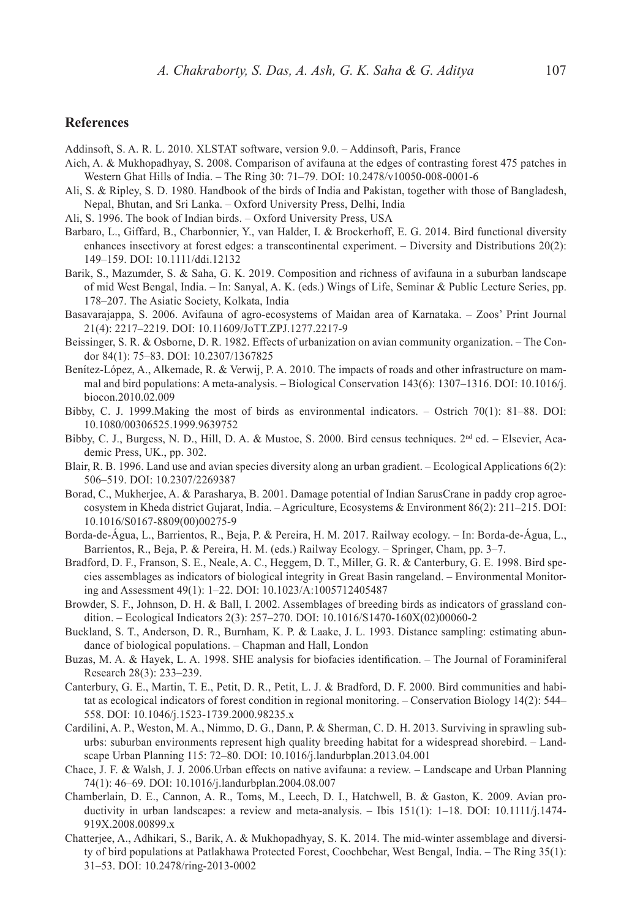## References

Addinsoft, S. A. R. L. 2010. XLSTAT software, version 9.0. – Addinsoft, Paris, France

Aich, A. & Mukhopadhyay, S. 2008. Comparison of avifauna at the edges of contrasting forest 475 patches in Western Ghat Hills of India. – The Ring 30: 71–79. DOI: 10.2478/v10050-008-0001-6

Ali, S. & Ripley, S. D. 1980. Handbook of the birds of India and Pakistan, together with those of Bangladesh, Nepal, Bhutan, and Sri Lanka. – Oxford University Press, Delhi, India

Ali, S. 1996. The book of Indian birds. – Oxford University Press, USA

Barbaro, L., Giffard, B., Charbonnier, Y., van Halder, I. & Brockerhoff, E. G. 2014. Bird functional diversity enhances insectivory at forest edges: a transcontinental experiment. – Diversity and Distributions 20(2): 149–159. DOI: 10.1111/ddi.12132

Barik, S., Mazumder, S. & Saha, G. K. 2019. Composition and richness of avifauna in a suburban landscape of mid West Bengal, India. – In: Sanyal, A. K. (eds.) Wings of Life, Seminar & Public Lecture Series, pp. 178–207. The Asiatic Society, Kolkata, India

Basavarajappa, S. 2006. Avifauna of agro-ecosystems of Maidan area of Karnataka. – Zoos' Print Journal 21(4): 2217–2219. DOI: 10.11609/JoTT.ZPJ.1277.2217-9

Beissinger, S. R. & Osborne, D. R. 1982. Effects of urbanization on avian community organization. – The Condor 84(1): 75–83. DOI: 10.2307/1367825

Benítez-López, A., Alkemade, R. & Verwij, P. A. 2010. The impacts of roads and other infrastructure on mammal and bird populations: A meta-analysis. – Biological Conservation 143(6): 1307–1316. DOI: 10.1016/j.biocon.2010.02.009

Bibby, C. J. 1999.Making the most of birds as environmental indicators. – Ostrich 70(1): 81–88. DOI: 10.1080/00306525.1999.9639752

Bibby, C. J., Burgess, N. D., Hill, D. A. & Mustoe, S. 2000. Bird census techniques. 2nd ed. – Elsevier, Academic Press, UK., pp. 302.

Blair, R. B. 1996. Land use and avian species diversity along an urban gradient. – Ecological Applications 6(2): 506–519. DOI: 10.2307/2269387

Borad, C., Mukherjee, A. & Parasharya, B. 2001. Damage potential of Indian SarusCrane in paddy crop agroecosystem in Kheda district Gujarat, India. – Agriculture, Ecosystems & Environment 86(2): 211–215. DOI: 10.1016/S0167-8809(00)00275-9

Borda-de-Água, L., Barrientos, R., Beja, P. & Pereira, H. M. 2017. Railway ecology. – In: Borda-de-Água, L., Barrientos, R., Beja, P. & Pereira, H. M. (eds.) Railway Ecology. – Springer, Cham, pp. 3–7.

Bradford, D. F., Franson, S. E., Neale, A. C., Heggem, D. T., Miller, G. R. & Canterbury, G. E. 1998. Bird species assemblages as indicators of biological integrity in Great Basin rangeland. – Environmental Monitoring and Assessment 49(1): 1–22. DOI: 10.1023/A:1005712405487

Browder, S. F., Johnson, D. H. & Ball, I. 2002. Assemblages of breeding birds as indicators of grassland condition. – Ecological Indicators 2(3): 257–270. DOI: 10.1016/S1470-160X(02)00060-2

Buckland, S. T., Anderson, D. R., Burnham, K. P. & Laake, J. L. 1993. Distance sampling: estimating abundance of biological populations. – Chapman and Hall, London

Buzas, M. A. & Hayek, L. A. 1998. SHE analysis for biofacies identification. – The Journal of Foraminiferal Research 28(3): 233–239.

Canterbury, G. E., Martin, T. E., Petit, D. R., Petit, L. J. & Bradford, D. F. 2000. Bird communities and habitat as ecological indicators of forest condition in regional monitoring. – Conservation Biology 14(2): 544–558. DOI: 10.1046/j.1523-1739.2000.98235.x

Cardilini, A. P., Weston, M. A., Nimmo, D. G., Dann, P. & Sherman, C. D. H. 2013. Surviving in sprawling suburbs: suburban environments represent high quality breeding habitat for a widespread shorebird. – Landscape Urban Planning 115: 72–80. DOI: 10.1016/j.landurbplan.2013.04.001

Chace, J. F. & Walsh, J. J. 2006.Urban effects on native avifauna: a review. – Landscape and Urban Planning 74(1): 46–69. DOI: 10.1016/j.landurbplan.2004.08.007

Chamberlain, D. E., Cannon, A. R., Toms, M., Leech, D. I., Hatchwell, B. & Gaston, K. 2009. Avian productivity in urban landscapes: a review and meta-analysis. – Ibis 151(1): 1–18. DOI: 10.1111/j.1474-919X.2008.00899.x

Chatterjee, A., Adhikari, S., Barik, A. & Mukhopadhyay, S. K. 2014. The mid-winter assemblage and diversity of bird populations at Patlakhawa Protected Forest, Coochbehar, West Bengal, India. – The Ring 35(1): 31–53. DOI: 10.2478/ring-2013-0002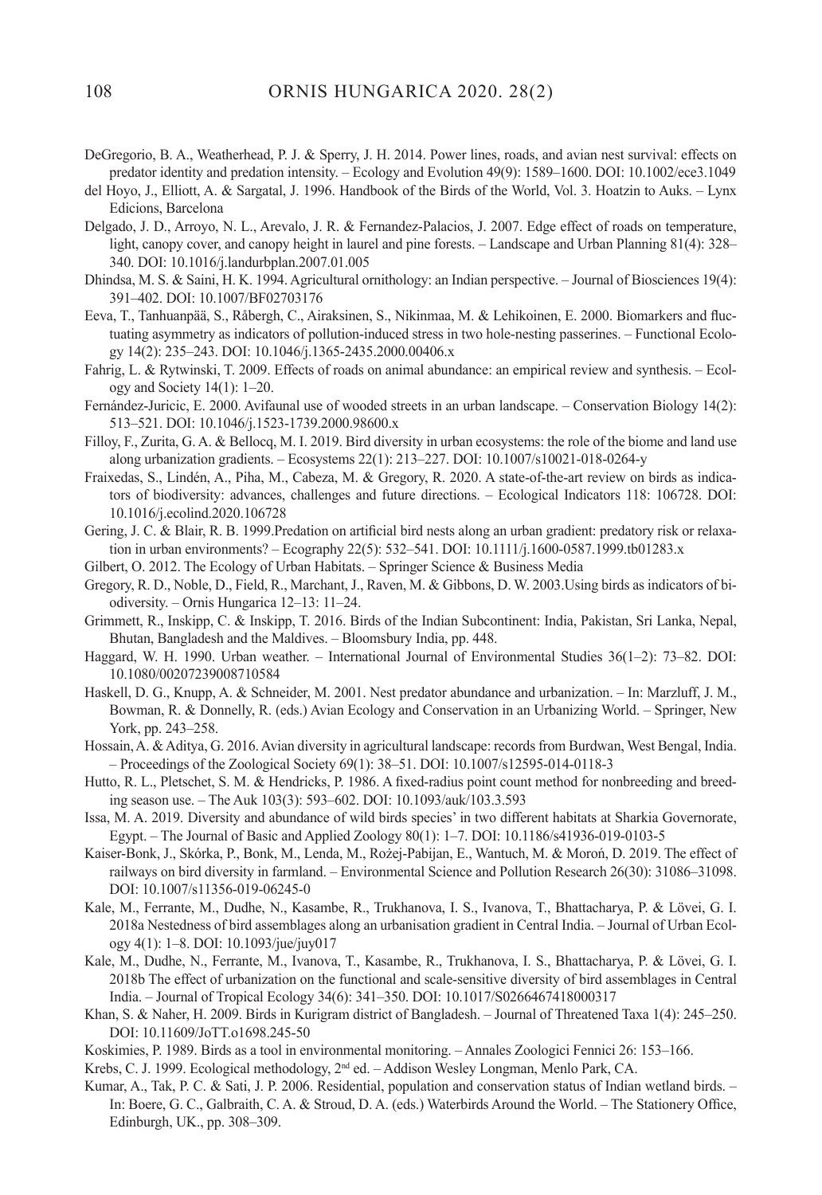DeGregorio, B. A., Weatherhead, P. J. & Sperry, J. H. 2014. Power lines, roads, and avian nest survival: effects on predator identity and predation intensity. – Ecology and Evolution 49(9): 1589–1600. DOI: 10.1002/ece3.1049

del Hoyo, J., Elliott, A. & Sargatal, J. 1996. Handbook of the Birds of the World, Vol. 3. Hoatzin to Auks. – Lynx Edicions, Barcelona

Delgado, J. D., Arroyo, N. L., Arevalo, J. R. & Fernandez-Palacios, J. 2007. Edge effect of roads on temperature, light, canopy cover, and canopy height in laurel and pine forests. – Landscape and Urban Planning 81(4): 328–340. DOI: 10.1016/j.landurbplan.2007.01.005

Dhindsa, M. S. & Saini, H. K. 1994. Agricultural ornithology: an Indian perspective. – Journal of Biosciences 19(4): 391–402. DOI: 10.1007/BF02703176

Eeva, T., Tanhuanpää, S., Råbergh, C., Airaksinen, S., Nikinmaa, M. & Lehikoinen, E. 2000. Biomarkers and fluctuating asymmetry as indicators of pollution-induced stress in two hole-nesting passerines. – Functional Ecology 14(2): 235–243. DOI: 10.1046/j.1365-2435.2000.00406.x

Fahrig, L. & Rytwinski, T. 2009. Effects of roads on animal abundance: an empirical review and synthesis. – Ecology and Society 14(1): 1–20.

Fernández-Juricic, E. 2000. Avifaunal use of wooded streets in an urban landscape. – Conservation Biology 14(2): 513–521. DOI: 10.1046/j.1523-1739.2000.98600.x

Filloy, F., Zurita, G. A. & Bellocq, M. I. 2019. Bird diversity in urban ecosystems: the role of the biome and land use along urbanization gradients. – Ecosystems 22(1): 213–227. DOI: 10.1007/s10021-018-0264-y

Fraixedas, S., Lindén, A., Piha, M., Cabeza, M. & Gregory, R. 2020. A state-of-the-art review on birds as indicators of biodiversity: advances, challenges and future directions. – Ecological Indicators 118: 106728. DOI: 10.1016/j.ecolind.2020.106728

Gering, J. C. & Blair, R. B. 1999.Predation on artificial bird nests along an urban gradient: predatory risk or relaxation in urban environments? – Ecography 22(5): 532–541. DOI: 10.1111/j.1600-0587.1999.tb01283.x

Gilbert, O. 2012. The Ecology of Urban Habitats. – Springer Science & Business Media

Gregory, R. D., Noble, D., Field, R., Marchant, J., Raven, M. & Gibbons, D. W. 2003.Using birds as indicators of biodiversity. – Ornis Hungarica 12–13: 11–24.

Grimmett, R., Inskipp, C. & Inskipp, T. 2016. Birds of the Indian Subcontinent: India, Pakistan, Sri Lanka, Nepal, Bhutan, Bangladesh and the Maldives. – Bloomsbury India, pp. 448.

Haggard, W. H. 1990. Urban weather. – International Journal of Environmental Studies 36(1–2): 73–82. DOI: 10.1080/00207239008710584

Haskell, D. G., Knupp, A. & Schneider, M. 2001. Nest predator abundance and urbanization. – In: Marzluff, J. M., Bowman, R. & Donnelly, R. (eds.) Avian Ecology and Conservation in an Urbanizing World. – Springer, New York, pp. 243–258.

Hossain, A. & Aditya, G. 2016. Avian diversity in agricultural landscape: records from Burdwan, West Bengal, India. – Proceedings of the Zoological Society 69(1): 38–51. DOI: 10.1007/s12595-014-0118-3

Hutto, R. L., Pletschet, S. M. & Hendricks, P. 1986. A fixed-radius point count method for nonbreeding and breeding season use. – The Auk 103(3): 593–602. DOI: 10.1093/auk/103.3.593

Issa, M. A. 2019. Diversity and abundance of wild birds species' in two different habitats at Sharkia Governorate, Egypt. – The Journal of Basic and Applied Zoology 80(1): 1–7. DOI: 10.1186/s41936-019-0103-5

Kaiser-Bonk, J., Skórka, P., Bonk, M., Lenda, M., Rożej-Pabijan, E., Wantuch, M. & Moroń, D. 2019. The effect of railways on bird diversity in farmland. – Environmental Science and Pollution Research 26(30): 31086–31098. DOI: 10.1007/s11356-019-06245-0

Kale, M., Ferrante, M., Dudhe, N., Kasambe, R., Trukhanova, I. S., Ivanova, T., Bhattacharya, P. & Lövei, G. I. 2018a Nestedness of bird assemblages along an urbanisation gradient in Central India. – Journal of Urban Ecology 4(1): 1–8. DOI: 10.1093/jue/juy017

Kale, M., Dudhe, N., Ferrante, M., Ivanova, T., Kasambe, R., Trukhanova, I. S., Bhattacharya, P. & Lövei, G. I. 2018b The effect of urbanization on the functional and scale-sensitive diversity of bird assemblages in Central India. – Journal of Tropical Ecology 34(6): 341–350. DOI: 10.1017/S0266467418000317

Khan, S. & Naher, H. 2009. Birds in Kurigram district of Bangladesh. – Journal of Threatened Taxa 1(4): 245–250. DOI: 10.11609/JoTT.o1698.245-50

Koskimies, P. 1989. Birds as a tool in environmental monitoring. – Annales Zoologici Fennici 26: 153–166.

Krebs, C. J. 1999. Ecological methodology, 2nd ed. – Addison Wesley Longman, Menlo Park, CA.

Kumar, A., Tak, P. C. & Sati, J. P. 2006. Residential, population and conservation status of Indian wetland birds. – In: Boere, G. C., Galbraith, C. A. & Stroud, D. A. (eds.) Waterbirds Around the World. – The Stationery Office, Edinburgh, UK., pp. 308–309.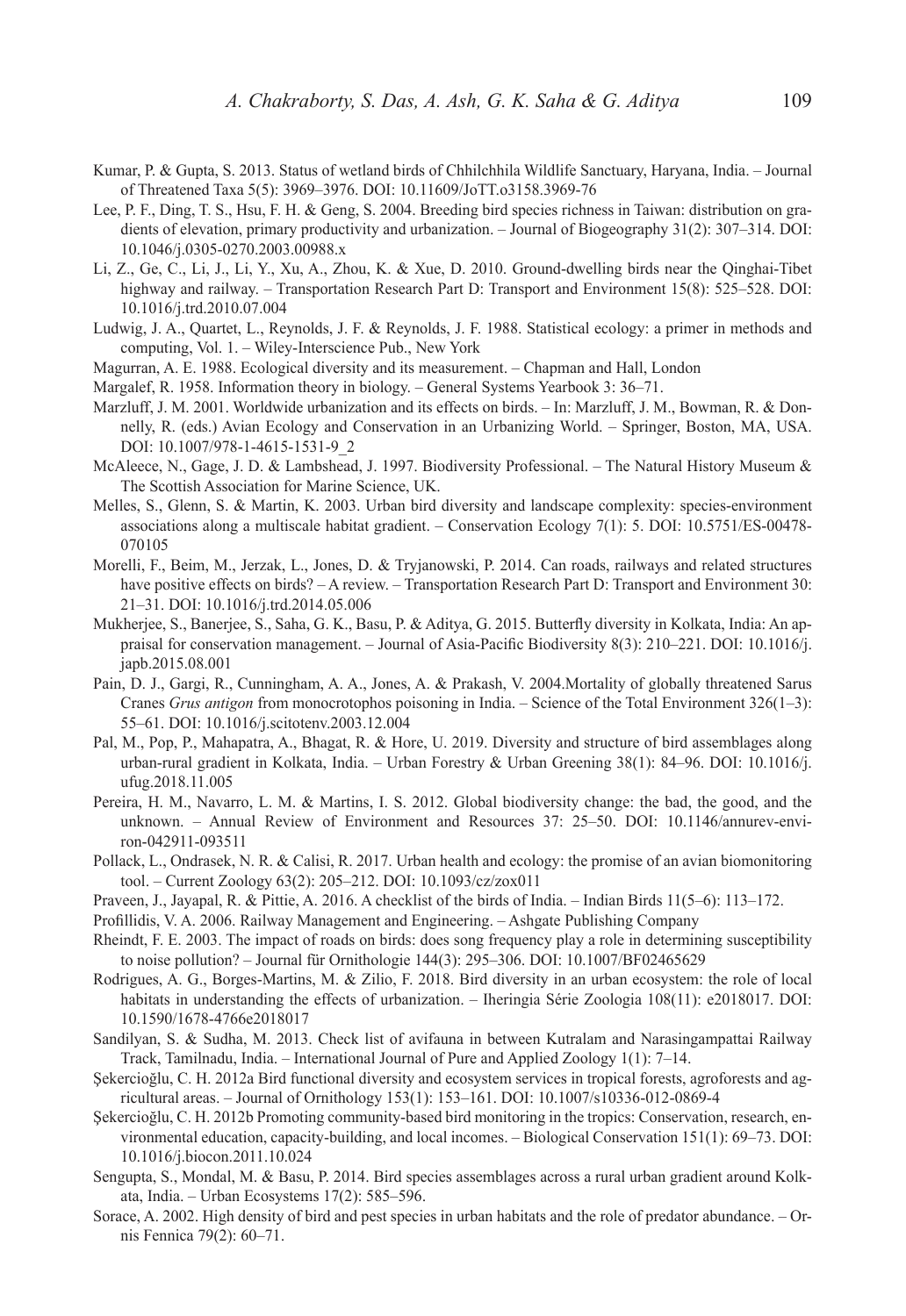Kumar, P. & Gupta, S. 2013. Status of wetland birds of Chhilchhila Wildlife Sanctuary, Haryana, India. – Journal of Threatened Taxa 5(5): 3969–3976. DOI: 10.11609/JoTT.o3158.3969-76

Lee, P. F., Ding, T. S., Hsu, F. H. & Geng, S. 2004. Breeding bird species richness in Taiwan: distribution on gradients of elevation, primary productivity and urbanization. – Journal of Biogeography 31(2): 307–314. DOI: 10.1046/j.0305-0270.2003.00988.x

Li, Z., Ge, C., Li, J., Li, Y., Xu, A., Zhou, K. & Xue, D. 2010. Ground-dwelling birds near the Qinghai-Tibet highway and railway. – Transportation Research Part D: Transport and Environment 15(8): 525–528. DOI: 10.1016/j.trd.2010.07.004

Ludwig, J. A., Quartet, L., Reynolds, J. F. & Reynolds, J. F. 1988. Statistical ecology: a primer in methods and computing, Vol. 1. – Wiley-Interscience Pub., New York

Magurran, A. E. 1988. Ecological diversity and its measurement. – Chapman and Hall, London

Margalef, R. 1958. Information theory in biology. – General Systems Yearbook 3: 36–71.

Marzluff, J. M. 2001. Worldwide urbanization and its effects on birds. – In: Marzluff, J. M., Bowman, R. & Donnelly, R. (eds.) Avian Ecology and Conservation in an Urbanizing World. – Springer, Boston, MA, USA. DOI: 10.1007/978-1-4615-1531-9_2

McAleece, N., Gage, J. D. & Lambshead, J. 1997. Biodiversity Professional. – The Natural History Museum & The Scottish Association for Marine Science, UK.

Melles, S., Glenn, S. & Martin, K. 2003. Urban bird diversity and landscape complexity: species-environment associations along a multiscale habitat gradient. – Conservation Ecology 7(1): 5. DOI: 10.5751/ES-00478-070105

Morelli, F., Beim, M., Jerzak, L., Jones, D. & Tryjanowski, P. 2014. Can roads, railways and related structures have positive effects on birds? – A review. – Transportation Research Part D: Transport and Environment 30: 21–31. DOI: 10.1016/j.trd.2014.05.006

Mukherjee, S., Banerjee, S., Saha, G. K., Basu, P. & Aditya, G. 2015. Butterfly diversity in Kolkata, India: An appraisal for conservation management. – Journal of Asia-Pacific Biodiversity 8(3): 210–221. DOI: 10.1016/j.japb.2015.08.001

Pain, D. J., Gargi, R., Cunningham, A. A., Jones, A. & Prakash, V. 2004.Mortality of globally threatened Sarus Cranes *Grus antigon* from monocrotophos poisoning in India. – Science of the Total Environment 326(1–3): 55–61. DOI: 10.1016/j.scitotenv.2003.12.004

Pal, M., Pop, P., Mahapatra, A., Bhagat, R. & Hore, U. 2019. Diversity and structure of bird assemblages along urban-rural gradient in Kolkata, India. – Urban Forestry & Urban Greening 38(1): 84–96. DOI: 10.1016/j.ufug.2018.11.005

Pereira, H. M., Navarro, L. M. & Martins, I. S. 2012. Global biodiversity change: the bad, the good, and the unknown. – Annual Review of Environment and Resources 37: 25–50. DOI: 10.1146/annurev-environ-042911-093511

Pollack, L., Ondrasek, N. R. & Calisi, R. 2017. Urban health and ecology: the promise of an avian biomonitoring tool. – Current Zoology 63(2): 205–212. DOI: 10.1093/cz/zox011

Praveen, J., Jayapal, R. & Pittie, A. 2016. A checklist of the birds of India. – Indian Birds 11(5–6): 113–172.

Profillidis, V. A. 2006. Railway Management and Engineering. – Ashgate Publishing Company

Rheindt, F. E. 2003. The impact of roads on birds: does song frequency play a role in determining susceptibility to noise pollution? – Journal für Ornithologie 144(3): 295–306. DOI: 10.1007/BF02465629

Rodrigues, A. G., Borges-Martins, M. & Zilio, F. 2018. Bird diversity in an urban ecosystem: the role of local habitats in understanding the effects of urbanization. – Iheringia Série Zoologia 108(11): e2018017. DOI: 10.1590/1678-4766e2018017

Sandilyan, S. & Sudha, M. 2013. Check list of avifauna in between Kutralam and Narasingampattai Railway Track, Tamilnadu, India. – International Journal of Pure and Applied Zoology 1(1): 7–14.

Şekercioğlu, C. H. 2012a Bird functional diversity and ecosystem services in tropical forests, agroforests and agricultural areas. – Journal of Ornithology 153(1): 153–161. DOI: 10.1007/s10336-012-0869-4

Şekercioğlu, C. H. 2012b Promoting community-based bird monitoring in the tropics: Conservation, research, environmental education, capacity-building, and local incomes. – Biological Conservation 151(1): 69–73. DOI: 10.1016/j.biocon.2011.10.024

Sengupta, S., Mondal, M. & Basu, P. 2014. Bird species assemblages across a rural urban gradient around Kolkata, India. – Urban Ecosystems 17(2): 585–596.

Sorace, A. 2002. High density of bird and pest species in urban habitats and the role of predator abundance. – Ornis Fennica 79(2): 60–71.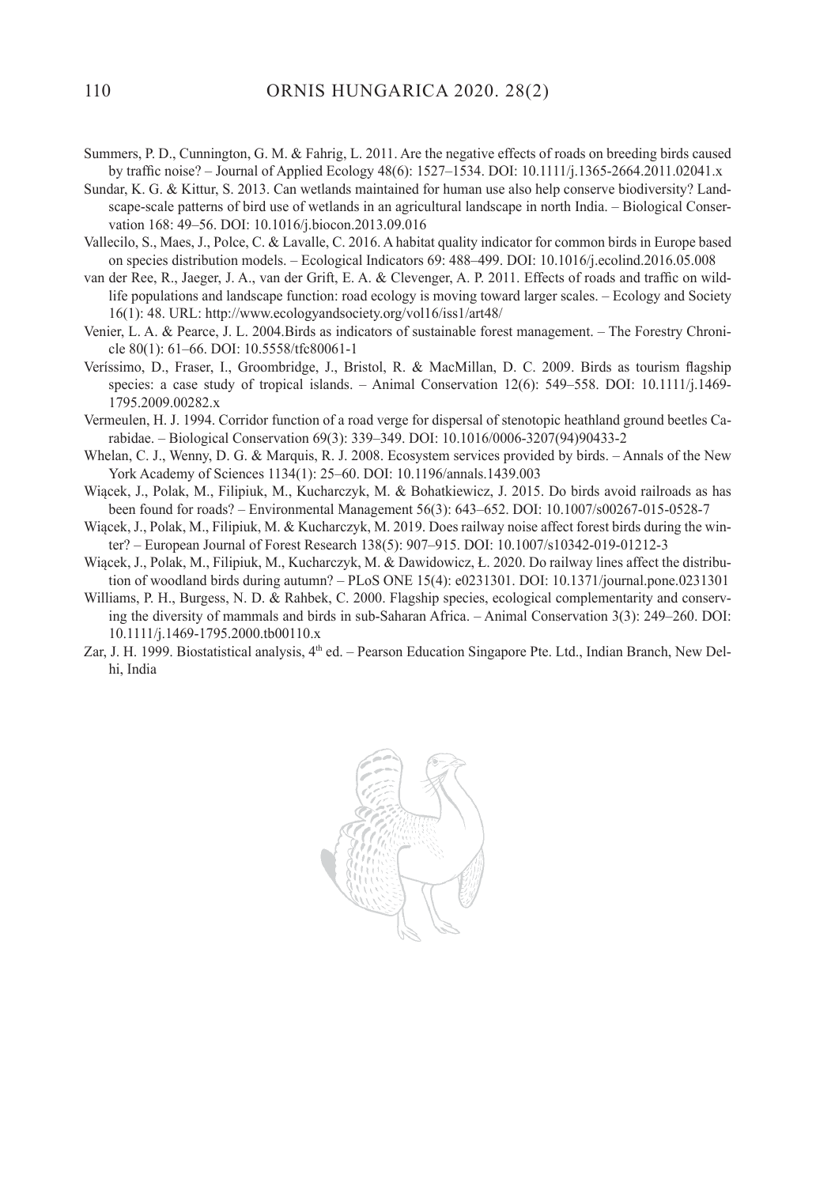Summers, P. D., Cunnington, G. M. & Fahrig, L. 2011. Are the negative effects of roads on breeding birds caused by traffic noise? – Journal of Applied Ecology 48(6): 1527–1534. DOI: 10.1111/j.1365-2664.2011.02041.x

Sundar, K. G. & Kittur, S. 2013. Can wetlands maintained for human use also help conserve biodiversity? Landscape-scale patterns of bird use of wetlands in an agricultural landscape in north India. – Biological Conservation 168: 49–56. DOI: 10.1016/j.biocon.2013.09.016

Vallecilo, S., Maes, J., Polce, C. & Lavalle, C. 2016. A habitat quality indicator for common birds in Europe based on species distribution models. – Ecological Indicators 69: 488–499. DOI: 10.1016/j.ecolind.2016.05.008

van der Ree, R., Jaeger, J. A., van der Grift, E. A. & Clevenger, A. P. 2011. Effects of roads and traffic on wildlife populations and landscape function: road ecology is moving toward larger scales. – Ecology and Society 16(1): 48. URL: http://www.ecologyandsociety.org/vol16/iss1/art48/

Venier, L. A. & Pearce, J. L. 2004.Birds as indicators of sustainable forest management. – The Forestry Chronicle 80(1): 61–66. DOI: 10.5558/tfc80061-1

Veríssimo, D., Fraser, I., Groombridge, J., Bristol, R. & MacMillan, D. C. 2009. Birds as tourism flagship species: a case study of tropical islands. – Animal Conservation 12(6): 549–558. DOI: 10.1111/j.1469-1795.2009.00282.x

Vermeulen, H. J. 1994. Corridor function of a road verge for dispersal of stenotopic heathland ground beetles Carabidae. – Biological Conservation 69(3): 339–349. DOI: 10.1016/0006-3207(94)90433-2

Whelan, C. J., Wenny, D. G. & Marquis, R. J. 2008. Ecosystem services provided by birds. – Annals of the New York Academy of Sciences 1134(1): 25–60. DOI: 10.1196/annals.1439.003

Wiącek, J., Polak, M., Filipiuk, M., Kucharczyk, M. & Bohatkiewicz, J. 2015. Do birds avoid railroads as has been found for roads? – Environmental Management 56(3): 643–652. DOI: 10.1007/s00267-015-0528-7

Wiącek, J., Polak, M., Filipiuk, M. & Kucharczyk, M. 2019. Does railway noise affect forest birds during the winter? – European Journal of Forest Research 138(5): 907–915. DOI: 10.1007/s10342-019-01212-3

Wiącek, J., Polak, M., Filipiuk, M., Kucharczyk, M. & Dawidowicz, Ł. 2020. Do railway lines affect the distribution of woodland birds during autumn? – PLoS ONE 15(4): e0231301. DOI: 10.1371/journal.pone.0231301

Williams, P. H., Burgess, N. D. & Rahbek, C. 2000. Flagship species, ecological complementarity and conserving the diversity of mammals and birds in sub-Saharan Africa. – Animal Conservation 3(3): 249–260. DOI: 10.1111/j.1469-1795.2000.tb00110.x

Zar, J. H. 1999. Biostatistical analysis, 4th ed. – Pearson Education Singapore Pte. Ltd., Indian Branch, New Delhi, India